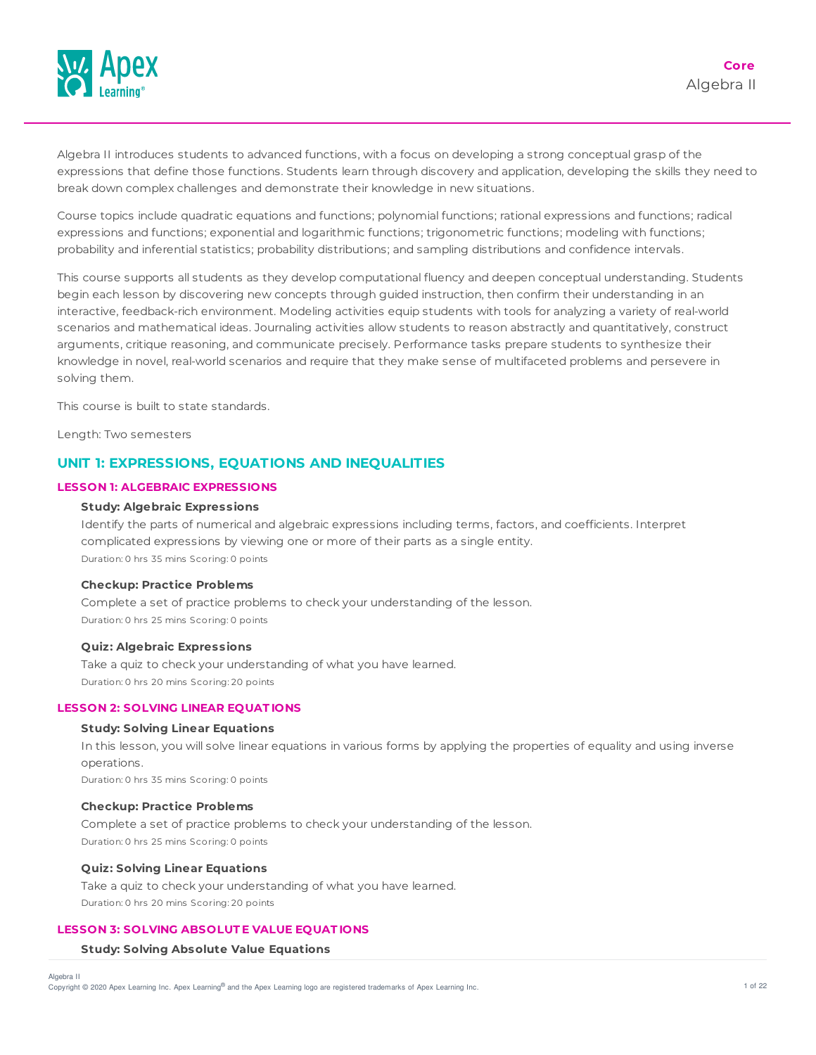**Core**
Algebra II

Algebra II introduces students to advanced functions, with a focus on developing a strong conceptual grasp of the expressions that define those functions. Students learn through discovery and application, developing the skills they need to break down complex challenges and demonstrate their knowledge in new situations.

Course topics include quadratic equations and functions; polynomial functions; rational expressions and functions; radical expressions and functions; exponential and logarithmic functions; trigonometric functions; modeling with functions; probability and inferential statistics; probability distributions; and sampling distributions and confidence intervals.

This course supports all students as they develop computational fluency and deepen conceptual understanding. Students begin each lesson by discovering new concepts through guided instruction, then confirm their understanding in an interactive, feedback-rich environment. Modeling activities equip students with tools for analyzing a variety of real-world scenarios and mathematical ideas. Journaling activities allow students to reason abstractly and quantitatively, construct arguments, critique reasoning, and communicate precisely. Performance tasks prepare students to synthesize their knowledge in novel, real-world scenarios and require that they make sense of multifaceted problems and persevere in solving them.

This course is built to state standards.

Length: Two semesters

## UNIT 1: EXPRESSIONS, EQUATIONS AND INEQUALITIES

### LESSON 1: ALGEBRAIC EXPRESSIONS

**Study: Algebraic Expressions**

Identify the parts of numerical and algebraic expressions including terms, factors, and coefficients. Interpret complicated expressions by viewing one or more of their parts as a single entity.

Duration: 0 hrs 35 mins Scoring: 0 points

**Checkup: Practice Problems**

Complete a set of practice problems to check your understanding of the lesson.

Duration: 0 hrs 25 mins Scoring: 0 points

**Quiz: Algebraic Expressions**

Take a quiz to check your understanding of what you have learned.

Duration: 0 hrs 20 mins Scoring: 20 points

### LESSON 2: SOLVING LINEAR EQUATIONS

**Study: Solving Linear Equations**

In this lesson, you will solve linear equations in various forms by applying the properties of equality and using inverse operations.

Duration: 0 hrs 35 mins Scoring: 0 points

**Checkup: Practice Problems**

Complete a set of practice problems to check your understanding of the lesson.

Duration: 0 hrs 25 mins Scoring: 0 points

**Quiz: Solving Linear Equations**

Take a quiz to check your understanding of what you have learned.

Duration: 0 hrs 20 mins Scoring: 20 points

### LESSON 3: SOLVING ABSOLUTE VALUE EQUATIONS

**Study: Solving Absolute Value Equations**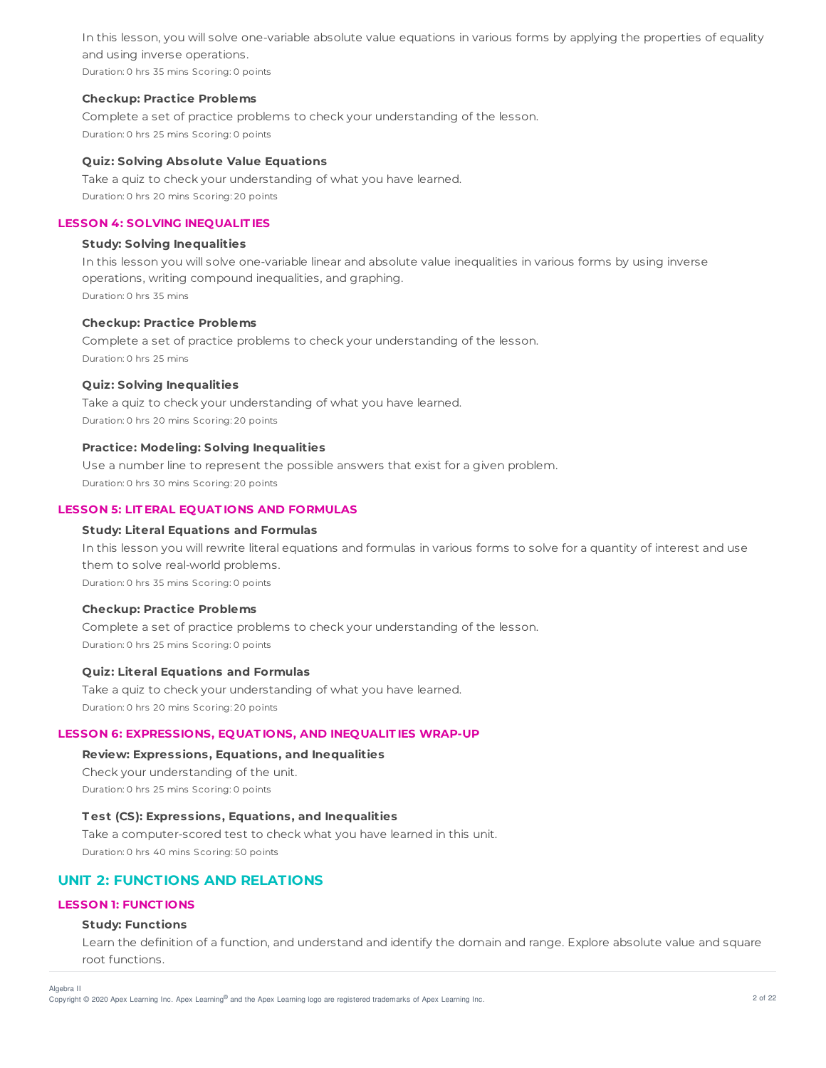In this lesson, you will solve one-variable absolute value equations in various forms by applying the properties of equality and using inverse operations.

Duration: 0 hrs 35 mins Scoring: 0 points

**Checkup: Practice Problems**

Complete a set of practice problems to check your understanding of the lesson.

Duration: 0 hrs 25 mins Scoring: 0 points

**Quiz: Solving Absolute Value Equations**

Take a quiz to check your understanding of what you have learned.

Duration: 0 hrs 20 mins Scoring: 20 points

### LESSON 4: SOLVING INEQUALITIES

**Study: Solving Inequalities**

In this lesson you will solve one-variable linear and absolute value inequalities in various forms by using inverse operations, writing compound inequalities, and graphing.

Duration: 0 hrs 35 mins

**Checkup: Practice Problems**

Complete a set of practice problems to check your understanding of the lesson.

Duration: 0 hrs 25 mins

**Quiz: Solving Inequalities**

Take a quiz to check your understanding of what you have learned.

Duration: 0 hrs 20 mins Scoring: 20 points

**Practice: Modeling: Solving Inequalities**

Use a number line to represent the possible answers that exist for a given problem.

Duration: 0 hrs 30 mins Scoring: 20 points

### LESSON 5: LITERAL EQUATIONS AND FORMULAS

**Study: Literal Equations and Formulas**

In this lesson you will rewrite literal equations and formulas in various forms to solve for a quantity of interest and use them to solve real-world problems.

Duration: 0 hrs 35 mins Scoring: 0 points

**Checkup: Practice Problems**

Complete a set of practice problems to check your understanding of the lesson.

Duration: 0 hrs 25 mins Scoring: 0 points

**Quiz: Literal Equations and Formulas**

Take a quiz to check your understanding of what you have learned.

Duration: 0 hrs 20 mins Scoring: 20 points

### LESSON 6: EXPRESSIONS, EQUATIONS, AND INEQUALITIES WRAP-UP

**Review: Expressions, Equations, and Inequalities**

Check your understanding of the unit.

Duration: 0 hrs 25 mins Scoring: 0 points

**Test (CS): Expressions, Equations, and Inequalities**

Take a computer-scored test to check what you have learned in this unit.

Duration: 0 hrs 40 mins Scoring: 50 points

## UNIT 2: FUNCTIONS AND RELATIONS

### LESSON 1: FUNCTIONS

**Study: Functions**

Learn the definition of a function, and understand and identify the domain and range. Explore absolute value and square root functions.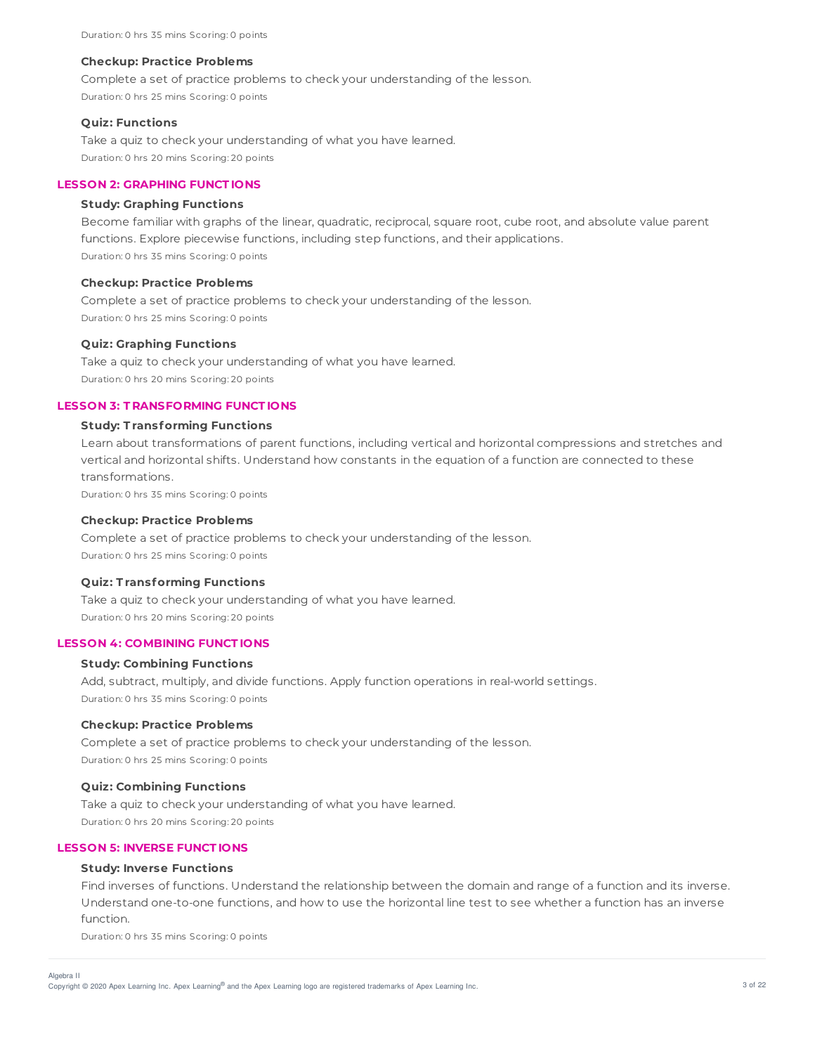Duration: 0 hrs 35 mins Scoring: 0 points

**Checkup: Practice Problems**

Complete a set of practice problems to check your understanding of the lesson.

Duration: 0 hrs 25 mins Scoring: 0 points

**Quiz: Functions**

Take a quiz to check your understanding of what you have learned.

Duration: 0 hrs 20 mins Scoring: 20 points

## LESSON 2: GRAPHING FUNCTIONS

**Study: Graphing Functions**

Become familiar with graphs of the linear, quadratic, reciprocal, square root, cube root, and absolute value parent functions. Explore piecewise functions, including step functions, and their applications.

Duration: 0 hrs 35 mins Scoring: 0 points

**Checkup: Practice Problems**

Complete a set of practice problems to check your understanding of the lesson.

Duration: 0 hrs 25 mins Scoring: 0 points

**Quiz: Graphing Functions**

Take a quiz to check your understanding of what you have learned.

Duration: 0 hrs 20 mins Scoring: 20 points

## LESSON 3: TRANSFORMING FUNCTIONS

**Study: Transforming Functions**

Learn about transformations of parent functions, including vertical and horizontal compressions and stretches and vertical and horizontal shifts. Understand how constants in the equation of a function are connected to these transformations.

Duration: 0 hrs 35 mins Scoring: 0 points

**Checkup: Practice Problems**

Complete a set of practice problems to check your understanding of the lesson.

Duration: 0 hrs 25 mins Scoring: 0 points

**Quiz: Transforming Functions**

Take a quiz to check your understanding of what you have learned.

Duration: 0 hrs 20 mins Scoring: 20 points

## LESSON 4: COMBINING FUNCTIONS

**Study: Combining Functions**

Add, subtract, multiply, and divide functions. Apply function operations in real-world settings.

Duration: 0 hrs 35 mins Scoring: 0 points

**Checkup: Practice Problems**

Complete a set of practice problems to check your understanding of the lesson.

Duration: 0 hrs 25 mins Scoring: 0 points

**Quiz: Combining Functions**

Take a quiz to check your understanding of what you have learned.

Duration: 0 hrs 20 mins Scoring: 20 points

## LESSON 5: INVERSE FUNCTIONS

**Study: Inverse Functions**

Find inverses of functions. Understand the relationship between the domain and range of a function and its inverse. Understand one-to-one functions, and how to use the horizontal line test to see whether a function has an inverse function.

Duration: 0 hrs 35 mins Scoring: 0 points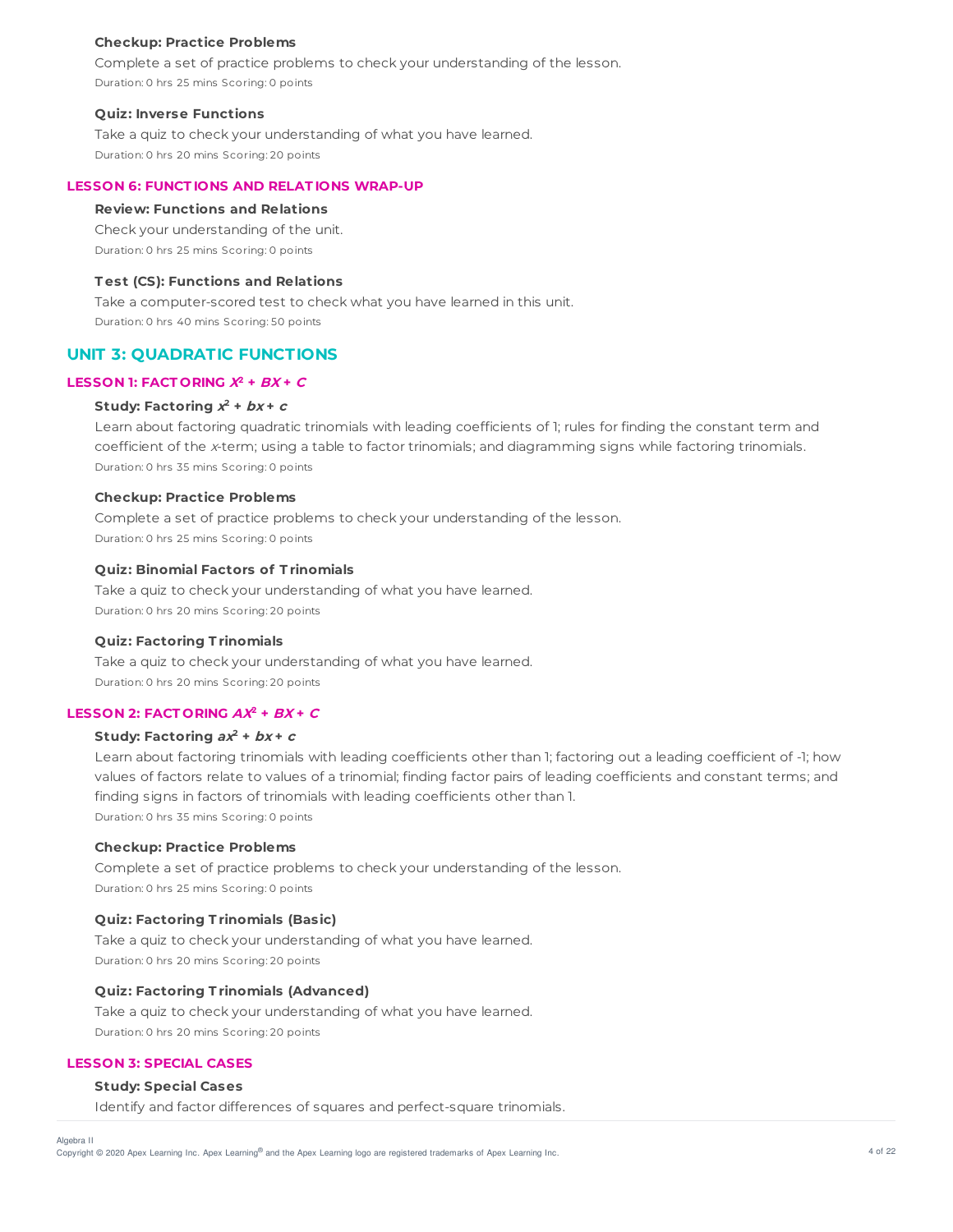**Checkup: Practice Problems**

Complete a set of practice problems to check your understanding of the lesson.

Duration: 0 hrs 25 mins Scoring: 0 points

**Quiz: Inverse Functions**

Take a quiz to check your understanding of what you have learned.

Duration: 0 hrs 20 mins Scoring: 20 points

### LESSON 6: FUNCTIONS AND RELATIONS WRAP-UP

**Review: Functions and Relations**

Check your understanding of the unit.

Duration: 0 hrs 25 mins Scoring: 0 points

**Test (CS): Functions and Relations**

Take a computer-scored test to check what you have learned in this unit.

Duration: 0 hrs 40 mins Scoring: 50 points

## UNIT 3: QUADRATIC FUNCTIONS

### LESSON 1: FACTORING $X^2 + BX + C$

**Study: Factoring $x^2 + bx + c$**

Learn about factoring quadratic trinomials with leading coefficients of 1; rules for finding the constant term and coefficient of the $x$-term; using a table to factor trinomials; and diagramming signs while factoring trinomials.

Duration: 0 hrs 35 mins Scoring: 0 points

**Checkup: Practice Problems**

Complete a set of practice problems to check your understanding of the lesson.

Duration: 0 hrs 25 mins Scoring: 0 points

**Quiz: Binomial Factors of Trinomials**

Take a quiz to check your understanding of what you have learned.

Duration: 0 hrs 20 mins Scoring: 20 points

**Quiz: Factoring Trinomials**

Take a quiz to check your understanding of what you have learned.

Duration: 0 hrs 20 mins Scoring: 20 points

### LESSON 2: FACTORING $AX^2 + BX + C$

**Study: Factoring $ax^2 + bx + c$**

Learn about factoring trinomials with leading coefficients other than 1; factoring out a leading coefficient of -1; how values of factors relate to values of a trinomial; finding factor pairs of leading coefficients and constant terms; and finding signs in factors of trinomials with leading coefficients other than 1.

Duration: 0 hrs 35 mins Scoring: 0 points

**Checkup: Practice Problems**

Complete a set of practice problems to check your understanding of the lesson.

Duration: 0 hrs 25 mins Scoring: 0 points

**Quiz: Factoring Trinomials (Basic)**

Take a quiz to check your understanding of what you have learned.

Duration: 0 hrs 20 mins Scoring: 20 points

**Quiz: Factoring Trinomials (Advanced)**

Take a quiz to check your understanding of what you have learned.

Duration: 0 hrs 20 mins Scoring: 20 points

### LESSON 3: SPECIAL CASES

**Study: Special Cases**

Identify and factor differences of squares and perfect-square trinomials.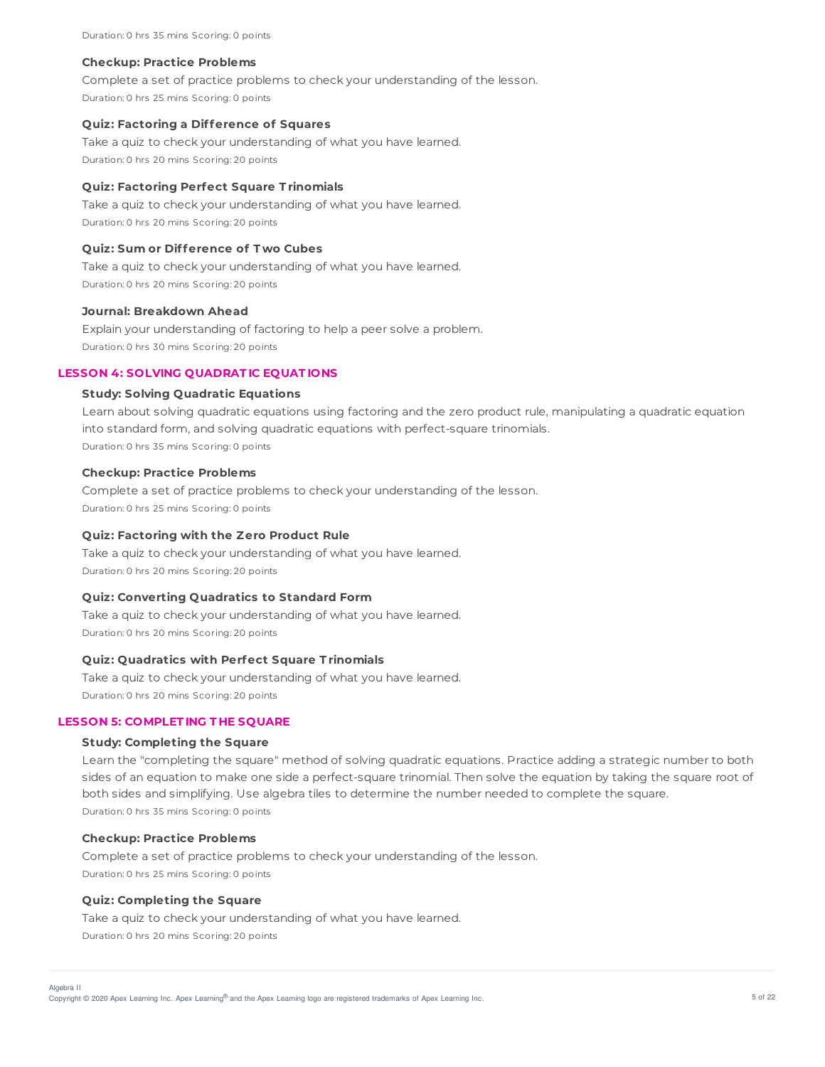Duration: 0 hrs 35 mins Scoring: 0 points

**Checkup: Practice Problems**

Complete a set of practice problems to check your understanding of the lesson.

Duration: 0 hrs 25 mins Scoring: 0 points

**Quiz: Factoring a Difference of Squares**

Take a quiz to check your understanding of what you have learned.

Duration: 0 hrs 20 mins Scoring: 20 points

**Quiz: Factoring Perfect Square Trinomials**

Take a quiz to check your understanding of what you have learned.

Duration: 0 hrs 20 mins Scoring: 20 points

**Quiz: Sum or Difference of Two Cubes**

Take a quiz to check your understanding of what you have learned.

Duration: 0 hrs 20 mins Scoring: 20 points

**Journal: Breakdown Ahead**

Explain your understanding of factoring to help a peer solve a problem.

Duration: 0 hrs 30 mins Scoring: 20 points

## LESSON 4: SOLVING QUADRATIC EQUATIONS

**Study: Solving Quadratic Equations**

Learn about solving quadratic equations using factoring and the zero product rule, manipulating a quadratic equation into standard form, and solving quadratic equations with perfect-square trinomials.

Duration: 0 hrs 35 mins Scoring: 0 points

**Checkup: Practice Problems**

Complete a set of practice problems to check your understanding of the lesson.

Duration: 0 hrs 25 mins Scoring: 0 points

**Quiz: Factoring with the Zero Product Rule**

Take a quiz to check your understanding of what you have learned.

Duration: 0 hrs 20 mins Scoring: 20 points

**Quiz: Converting Quadratics to Standard Form**

Take a quiz to check your understanding of what you have learned.

Duration: 0 hrs 20 mins Scoring: 20 points

**Quiz: Quadratics with Perfect Square Trinomials**

Take a quiz to check your understanding of what you have learned.

Duration: 0 hrs 20 mins Scoring: 20 points

## LESSON 5: COMPLETING THE SQUARE

**Study: Completing the Square**

Learn the "completing the square" method of solving quadratic equations. Practice adding a strategic number to both sides of an equation to make one side a perfect-square trinomial. Then solve the equation by taking the square root of both sides and simplifying. Use algebra tiles to determine the number needed to complete the square.

Duration: 0 hrs 35 mins Scoring: 0 points

**Checkup: Practice Problems**

Complete a set of practice problems to check your understanding of the lesson.

Duration: 0 hrs 25 mins Scoring: 0 points

**Quiz: Completing the Square**

Take a quiz to check your understanding of what you have learned.

Duration: 0 hrs 20 mins Scoring: 20 points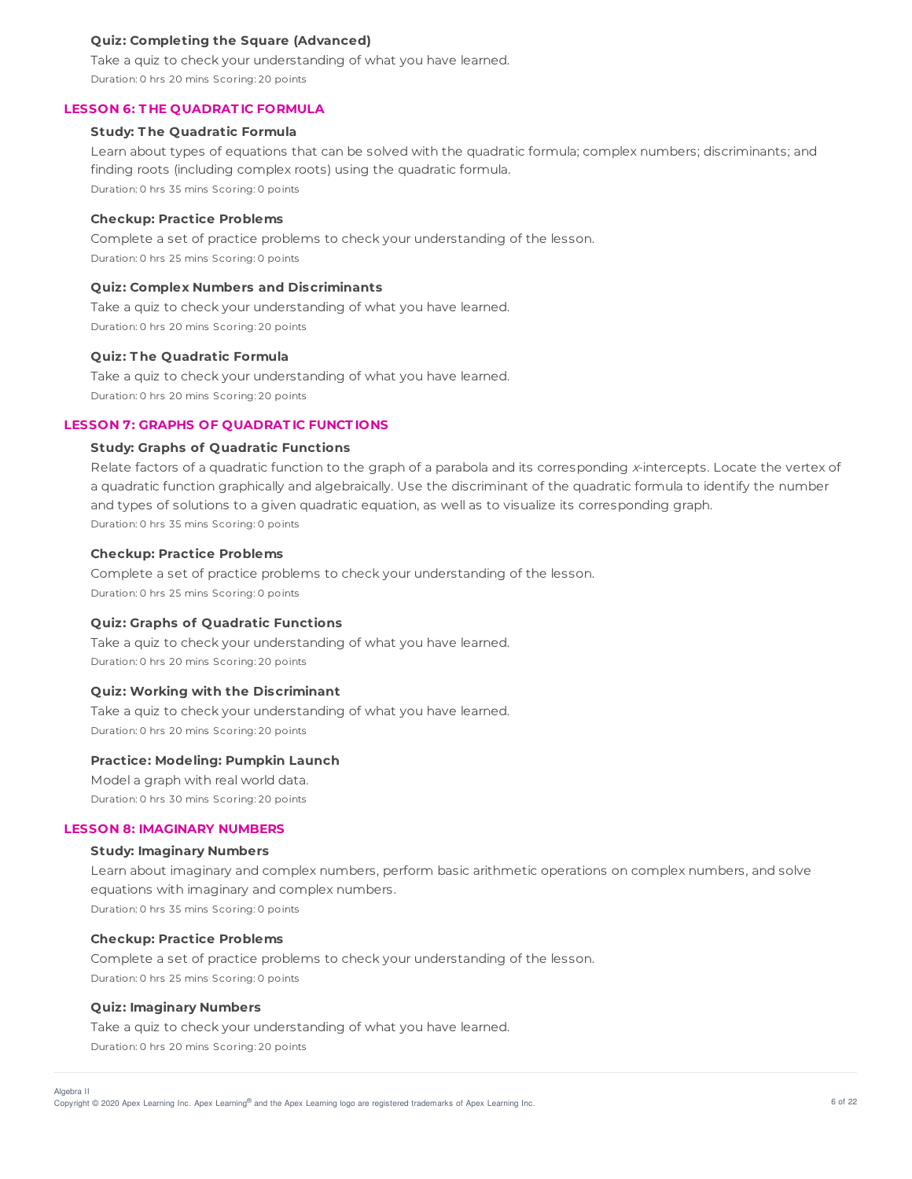#### Quiz: Completing the Square (Advanced)

Take a quiz to check your understanding of what you have learned.

Duration: 0 hrs 20 mins Scoring: 20 points

### LESSON 6: THE QUADRATIC FORMULA

#### Study: The Quadratic Formula

Learn about types of equations that can be solved with the quadratic formula; complex numbers; discriminants; and finding roots (including complex roots) using the quadratic formula.

Duration: 0 hrs 35 mins Scoring: 0 points

#### Checkup: Practice Problems

Complete a set of practice problems to check your understanding of the lesson.

Duration: 0 hrs 25 mins Scoring: 0 points

#### Quiz: Complex Numbers and Discriminants

Take a quiz to check your understanding of what you have learned.

Duration: 0 hrs 20 mins Scoring: 20 points

#### Quiz: The Quadratic Formula

Take a quiz to check your understanding of what you have learned.

Duration: 0 hrs 20 mins Scoring: 20 points

### LESSON 7: GRAPHS OF QUADRATIC FUNCTIONS

#### Study: Graphs of Quadratic Functions

Relate factors of a quadratic function to the graph of a parabola and its corresponding $x$-intercepts. Locate the vertex of a quadratic function graphically and algebraically. Use the discriminant of the quadratic formula to identify the number and types of solutions to a given quadratic equation, as well as to visualize its corresponding graph.

Duration: 0 hrs 35 mins Scoring: 0 points

#### Checkup: Practice Problems

Complete a set of practice problems to check your understanding of the lesson.

Duration: 0 hrs 25 mins Scoring: 0 points

#### Quiz: Graphs of Quadratic Functions

Take a quiz to check your understanding of what you have learned.

Duration: 0 hrs 20 mins Scoring: 20 points

#### Quiz: Working with the Discriminant

Take a quiz to check your understanding of what you have learned.

Duration: 0 hrs 20 mins Scoring: 20 points

#### Practice: Modeling: Pumpkin Launch

Model a graph with real world data.

Duration: 0 hrs 30 mins Scoring: 20 points

### LESSON 8: IMAGINARY NUMBERS

#### Study: Imaginary Numbers

Learn about imaginary and complex numbers, perform basic arithmetic operations on complex numbers, and solve equations with imaginary and complex numbers.

Duration: 0 hrs 35 mins Scoring: 0 points

#### Checkup: Practice Problems

Complete a set of practice problems to check your understanding of the lesson.

Duration: 0 hrs 25 mins Scoring: 0 points

#### Quiz: Imaginary Numbers

Take a quiz to check your understanding of what you have learned.

Duration: 0 hrs 20 mins Scoring: 20 points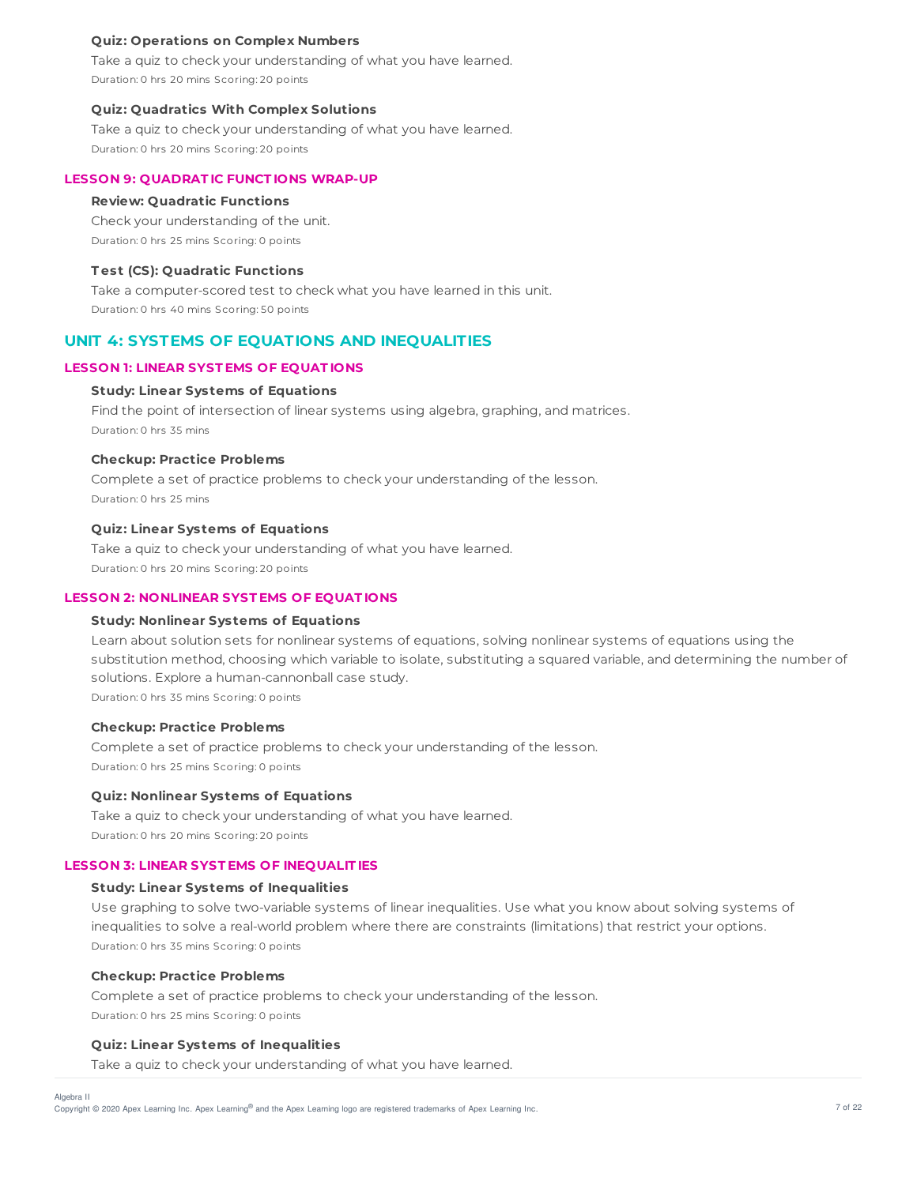#### Quiz: Operations on Complex Numbers

Take a quiz to check your understanding of what you have learned.

Duration: 0 hrs 20 mins Scoring: 20 points

#### Quiz: Quadratics With Complex Solutions

Take a quiz to check your understanding of what you have learned.

Duration: 0 hrs 20 mins Scoring: 20 points

### LESSON 9: QUADRATIC FUNCTIONS WRAP-UP

#### Review: Quadratic Functions

Check your understanding of the unit.

Duration: 0 hrs 25 mins Scoring: 0 points

#### Test (CS): Quadratic Functions

Take a computer-scored test to check what you have learned in this unit.

Duration: 0 hrs 40 mins Scoring: 50 points

## UNIT 4: SYSTEMS OF EQUATIONS AND INEQUALITIES

### LESSON 1: LINEAR SYSTEMS OF EQUATIONS

#### Study: Linear Systems of Equations

Find the point of intersection of linear systems using algebra, graphing, and matrices.

Duration: 0 hrs 35 mins

#### Checkup: Practice Problems

Complete a set of practice problems to check your understanding of the lesson.

Duration: 0 hrs 25 mins

#### Quiz: Linear Systems of Equations

Take a quiz to check your understanding of what you have learned.

Duration: 0 hrs 20 mins Scoring: 20 points

### LESSON 2: NONLINEAR SYSTEMS OF EQUATIONS

#### Study: Nonlinear Systems of Equations

Learn about solution sets for nonlinear systems of equations, solving nonlinear systems of equations using the substitution method, choosing which variable to isolate, substituting a squared variable, and determining the number of solutions. Explore a human-cannonball case study.

Duration: 0 hrs 35 mins Scoring: 0 points

#### Checkup: Practice Problems

Complete a set of practice problems to check your understanding of the lesson.

Duration: 0 hrs 25 mins Scoring: 0 points

#### Quiz: Nonlinear Systems of Equations

Take a quiz to check your understanding of what you have learned.

Duration: 0 hrs 20 mins Scoring: 20 points

### LESSON 3: LINEAR SYSTEMS OF INEQUALITIES

#### Study: Linear Systems of Inequalities

Use graphing to solve two-variable systems of linear inequalities. Use what you know about solving systems of inequalities to solve a real-world problem where there are constraints (limitations) that restrict your options.

Duration: 0 hrs 35 mins Scoring: 0 points

#### Checkup: Practice Problems

Complete a set of practice problems to check your understanding of the lesson.

Duration: 0 hrs 25 mins Scoring: 0 points

#### Quiz: Linear Systems of Inequalities

Take a quiz to check your understanding of what you have learned.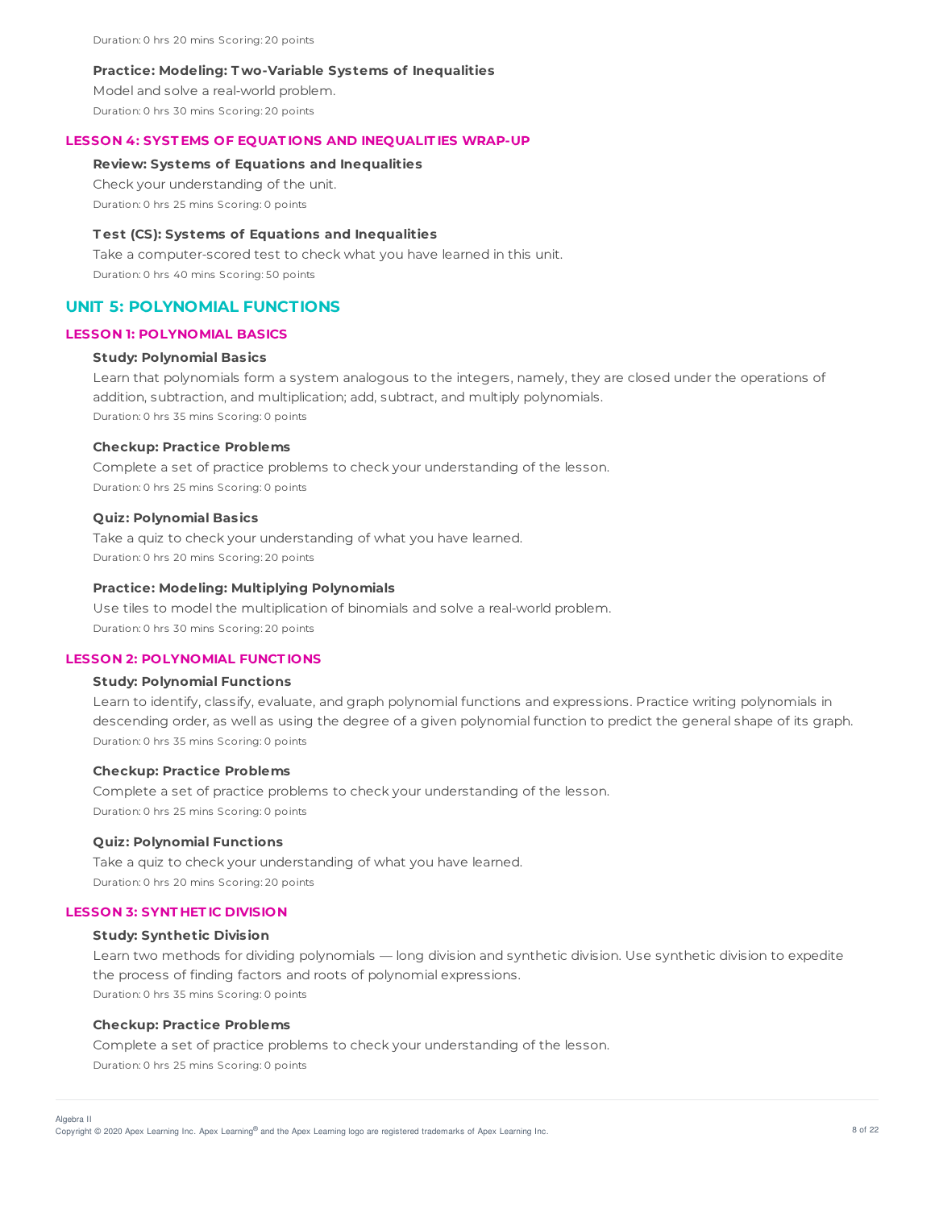Duration: 0 hrs 20 mins Scoring: 20 points

#### Practice: Modeling: Two-Variable Systems of Inequalities

Model and solve a real-world problem.

Duration: 0 hrs 30 mins Scoring: 20 points

### LESSON 4: SYSTEMS OF EQUATIONS AND INEQUALITIES WRAP-UP

#### Review: Systems of Equations and Inequalities

Check your understanding of the unit.

Duration: 0 hrs 25 mins Scoring: 0 points

#### Test (CS): Systems of Equations and Inequalities

Take a computer-scored test to check what you have learned in this unit.

Duration: 0 hrs 40 mins Scoring: 50 points

## UNIT 5: POLYNOMIAL FUNCTIONS

### LESSON 1: POLYNOMIAL BASICS

#### Study: Polynomial Basics

Learn that polynomials form a system analogous to the integers, namely, they are closed under the operations of addition, subtraction, and multiplication; add, subtract, and multiply polynomials.

Duration: 0 hrs 35 mins Scoring: 0 points

#### Checkup: Practice Problems

Complete a set of practice problems to check your understanding of the lesson.

Duration: 0 hrs 25 mins Scoring: 0 points

#### Quiz: Polynomial Basics

Take a quiz to check your understanding of what you have learned.

Duration: 0 hrs 20 mins Scoring: 20 points

#### Practice: Modeling: Multiplying Polynomials

Use tiles to model the multiplication of binomials and solve a real-world problem.

Duration: 0 hrs 30 mins Scoring: 20 points

### LESSON 2: POLYNOMIAL FUNCTIONS

#### Study: Polynomial Functions

Learn to identify, classify, evaluate, and graph polynomial functions and expressions. Practice writing polynomials in descending order, as well as using the degree of a given polynomial function to predict the general shape of its graph.

Duration: 0 hrs 35 mins Scoring: 0 points

#### Checkup: Practice Problems

Complete a set of practice problems to check your understanding of the lesson.

Duration: 0 hrs 25 mins Scoring: 0 points

#### Quiz: Polynomial Functions

Take a quiz to check your understanding of what you have learned.

Duration: 0 hrs 20 mins Scoring: 20 points

### LESSON 3: SYNTHETIC DIVISION

#### Study: Synthetic Division

Learn two methods for dividing polynomials — long division and synthetic division. Use synthetic division to expedite the process of finding factors and roots of polynomial expressions.

Duration: 0 hrs 35 mins Scoring: 0 points

#### Checkup: Practice Problems

Complete a set of practice problems to check your understanding of the lesson.

Duration: 0 hrs 25 mins Scoring: 0 points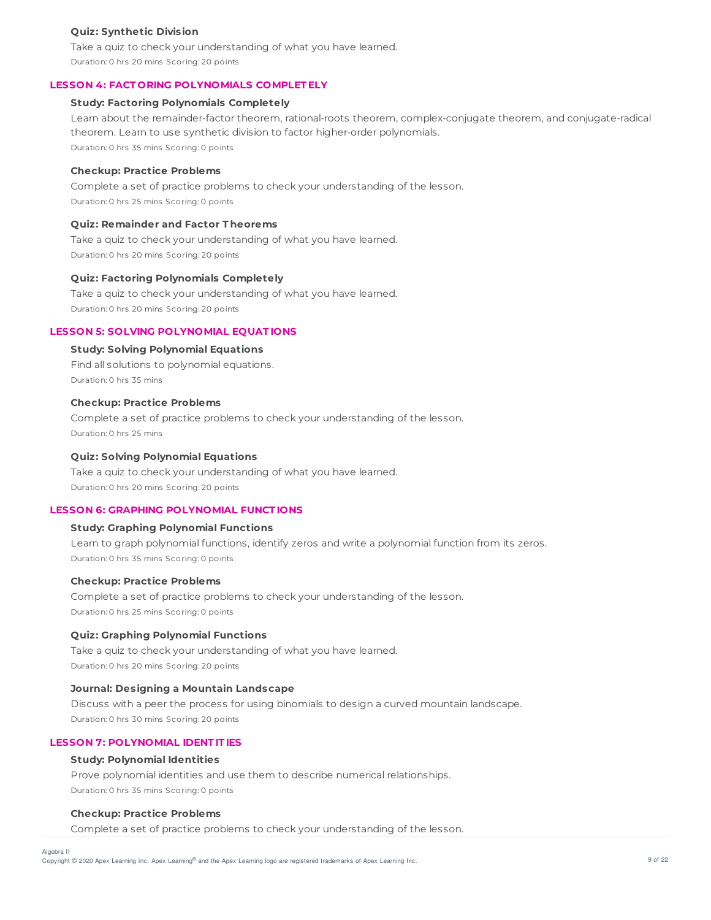#### Quiz: Synthetic Division

Take a quiz to check your understanding of what you have learned.

Duration: 0 hrs 20 mins Scoring: 20 points

### LESSON 4: FACTORING POLYNOMIALS COMPLETELY

#### Study: Factoring Polynomials Completely

Learn about the remainder-factor theorem, rational-roots theorem, complex-conjugate theorem, and conjugate-radical theorem. Learn to use synthetic division to factor higher-order polynomials.

Duration: 0 hrs 35 mins Scoring: 0 points

#### Checkup: Practice Problems

Complete a set of practice problems to check your understanding of the lesson.

Duration: 0 hrs 25 mins Scoring: 0 points

#### Quiz: Remainder and Factor Theorems

Take a quiz to check your understanding of what you have learned.

Duration: 0 hrs 20 mins Scoring: 20 points

#### Quiz: Factoring Polynomials Completely

Take a quiz to check your understanding of what you have learned.

Duration: 0 hrs 20 mins Scoring: 20 points

### LESSON 5: SOLVING POLYNOMIAL EQUATIONS

#### Study: Solving Polynomial Equations

Find all solutions to polynomial equations.

Duration: 0 hrs 35 mins

#### Checkup: Practice Problems

Complete a set of practice problems to check your understanding of the lesson.

Duration: 0 hrs 25 mins

#### Quiz: Solving Polynomial Equations

Take a quiz to check your understanding of what you have learned.

Duration: 0 hrs 20 mins Scoring: 20 points

### LESSON 6: GRAPHING POLYNOMIAL FUNCTIONS

#### Study: Graphing Polynomial Functions

Learn to graph polynomial functions, identify zeros and write a polynomial function from its zeros.

Duration: 0 hrs 35 mins Scoring: 0 points

#### Checkup: Practice Problems

Complete a set of practice problems to check your understanding of the lesson.

Duration: 0 hrs 25 mins Scoring: 0 points

#### Quiz: Graphing Polynomial Functions

Take a quiz to check your understanding of what you have learned.

Duration: 0 hrs 20 mins Scoring: 20 points

#### Journal: Designing a Mountain Landscape

Discuss with a peer the process for using binomials to design a curved mountain landscape.

Duration: 0 hrs 30 mins Scoring: 20 points

### LESSON 7: POLYNOMIAL IDENTITIES

#### Study: Polynomial Identities

Prove polynomial identities and use them to describe numerical relationships.

Duration: 0 hrs 35 mins Scoring: 0 points

#### Checkup: Practice Problems

Complete a set of practice problems to check your understanding of the lesson.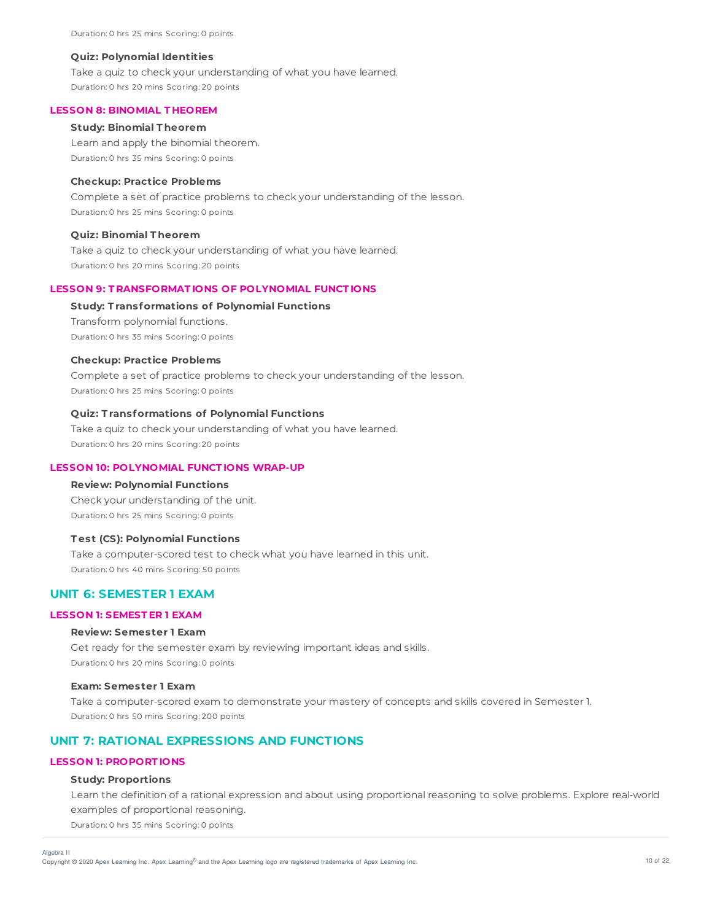Duration: 0 hrs 25 mins Scoring: 0 points

**Quiz: Polynomial Identities**

Take a quiz to check your understanding of what you have learned.

Duration: 0 hrs 20 mins Scoring: 20 points

### LESSON 8: BINOMIAL THEOREM

**Study: Binomial Theorem**

Learn and apply the binomial theorem.

Duration: 0 hrs 35 mins Scoring: 0 points

**Checkup: Practice Problems**

Complete a set of practice problems to check your understanding of the lesson.

Duration: 0 hrs 25 mins Scoring: 0 points

**Quiz: Binomial Theorem**

Take a quiz to check your understanding of what you have learned.

Duration: 0 hrs 20 mins Scoring: 20 points

### LESSON 9: TRANSFORMATIONS OF POLYNOMIAL FUNCTIONS

**Study: Transformations of Polynomial Functions**

Transform polynomial functions.

Duration: 0 hrs 35 mins Scoring: 0 points

**Checkup: Practice Problems**

Complete a set of practice problems to check your understanding of the lesson.

Duration: 0 hrs 25 mins Scoring: 0 points

**Quiz: Transformations of Polynomial Functions**

Take a quiz to check your understanding of what you have learned.

Duration: 0 hrs 20 mins Scoring: 20 points

### LESSON 10: POLYNOMIAL FUNCTIONS WRAP-UP

**Review: Polynomial Functions**

Check your understanding of the unit.

Duration: 0 hrs 25 mins Scoring: 0 points

**Test (CS): Polynomial Functions**

Take a computer-scored test to check what you have learned in this unit.

Duration: 0 hrs 40 mins Scoring: 50 points

## UNIT 6: SEMESTER 1 EXAM

### LESSON 1: SEMESTER 1 EXAM

**Review: Semester 1 Exam**

Get ready for the semester exam by reviewing important ideas and skills.

Duration: 0 hrs 20 mins Scoring: 0 points

**Exam: Semester 1 Exam**

Take a computer-scored exam to demonstrate your mastery of concepts and skills covered in Semester 1.

Duration: 0 hrs 50 mins Scoring: 200 points

## UNIT 7: RATIONAL EXPRESSIONS AND FUNCTIONS

### LESSON 1: PROPORTIONS

**Study: Proportions**

Learn the definition of a rational expression and about using proportional reasoning to solve problems. Explore real-world examples of proportional reasoning.

Duration: 0 hrs 35 mins Scoring: 0 points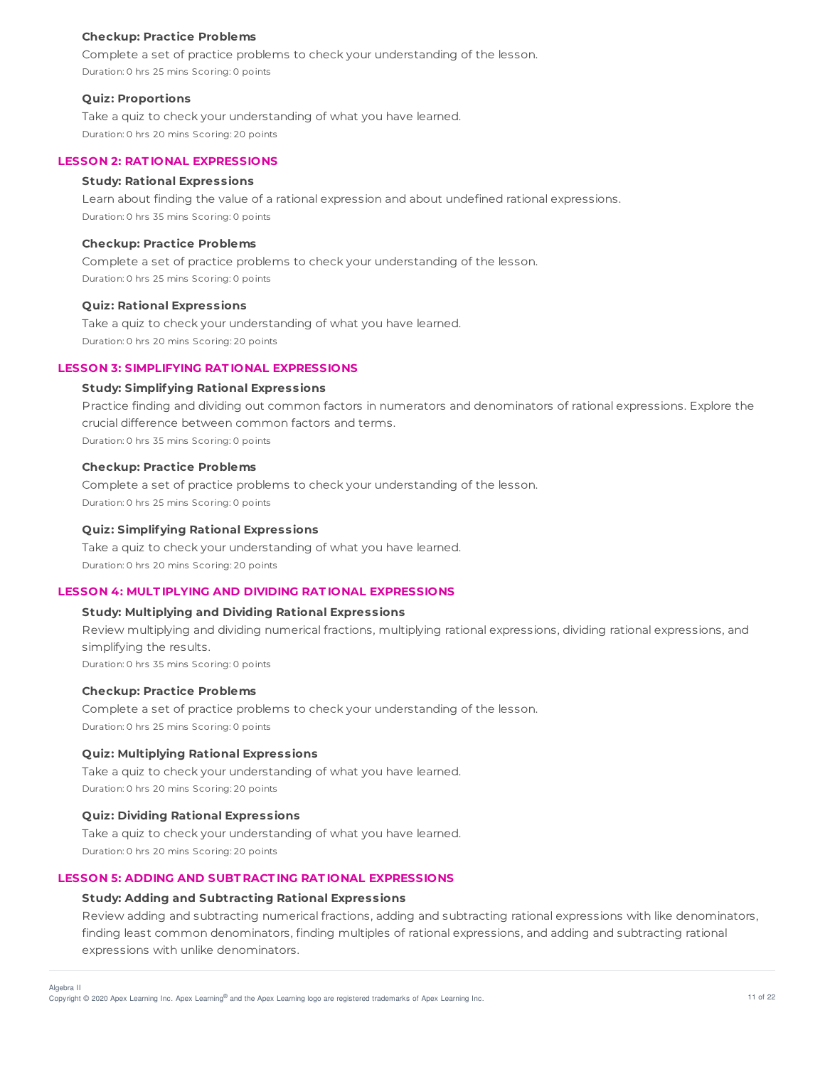#### Checkup: Practice Problems

Complete a set of practice problems to check your understanding of the lesson.

Duration: 0 hrs 25 mins Scoring: 0 points

#### Quiz: Proportions

Take a quiz to check your understanding of what you have learned.

Duration: 0 hrs 20 mins Scoring: 20 points

### LESSON 2: RATIONAL EXPRESSIONS

#### Study: Rational Expressions

Learn about finding the value of a rational expression and about undefined rational expressions.

Duration: 0 hrs 35 mins Scoring: 0 points

#### Checkup: Practice Problems

Complete a set of practice problems to check your understanding of the lesson.

Duration: 0 hrs 25 mins Scoring: 0 points

#### Quiz: Rational Expressions

Take a quiz to check your understanding of what you have learned.

Duration: 0 hrs 20 mins Scoring: 20 points

### LESSON 3: SIMPLIFYING RATIONAL EXPRESSIONS

#### Study: Simplifying Rational Expressions

Practice finding and dividing out common factors in numerators and denominators of rational expressions. Explore the crucial difference between common factors and terms.

Duration: 0 hrs 35 mins Scoring: 0 points

#### Checkup: Practice Problems

Complete a set of practice problems to check your understanding of the lesson.

Duration: 0 hrs 25 mins Scoring: 0 points

#### Quiz: Simplifying Rational Expressions

Take a quiz to check your understanding of what you have learned.

Duration: 0 hrs 20 mins Scoring: 20 points

### LESSON 4: MULTIPLYING AND DIVIDING RATIONAL EXPRESSIONS

#### Study: Multiplying and Dividing Rational Expressions

Review multiplying and dividing numerical fractions, multiplying rational expressions, dividing rational expressions, and simplifying the results.

Duration: 0 hrs 35 mins Scoring: 0 points

#### Checkup: Practice Problems

Complete a set of practice problems to check your understanding of the lesson.

Duration: 0 hrs 25 mins Scoring: 0 points

#### Quiz: Multiplying Rational Expressions

Take a quiz to check your understanding of what you have learned.

Duration: 0 hrs 20 mins Scoring: 20 points

#### Quiz: Dividing Rational Expressions

Take a quiz to check your understanding of what you have learned.

Duration: 0 hrs 20 mins Scoring: 20 points

### LESSON 5: ADDING AND SUBTRACTING RATIONAL EXPRESSIONS

#### Study: Adding and Subtracting Rational Expressions

Review adding and subtracting numerical fractions, adding and subtracting rational expressions with like denominators, finding least common denominators, finding multiples of rational expressions, and adding and subtracting rational expressions with unlike denominators.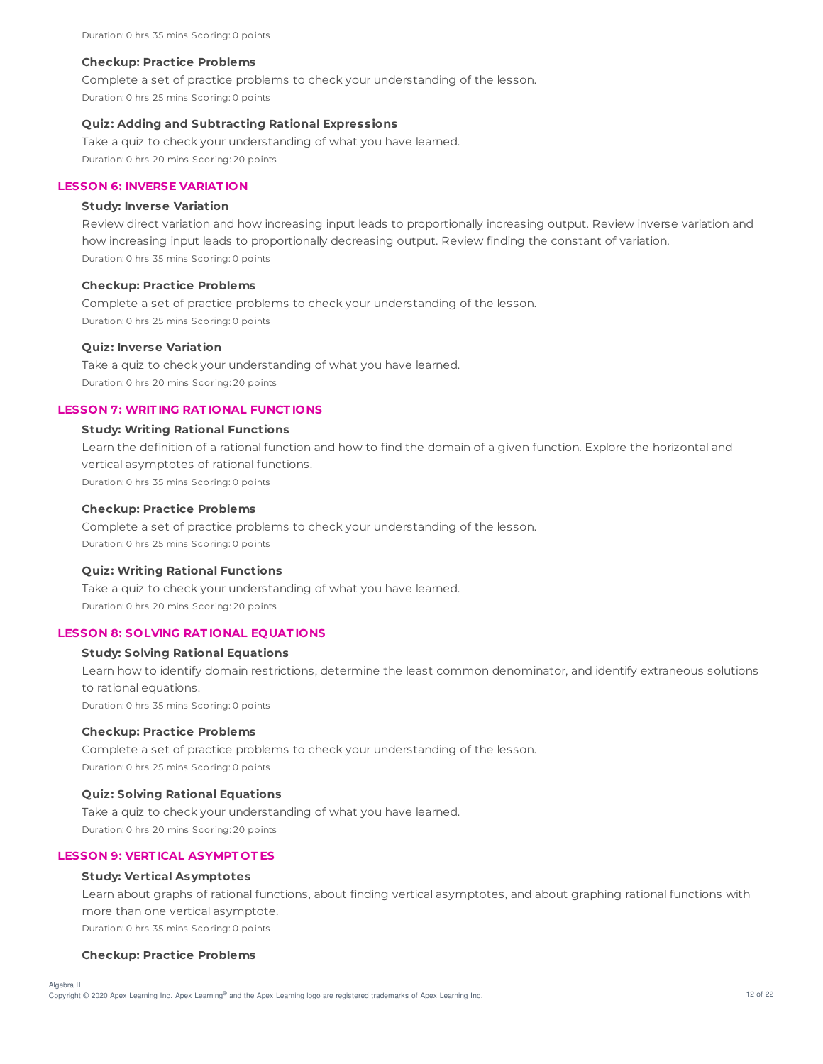Duration: 0 hrs 35 mins Scoring: 0 points

#### Checkup: Practice Problems

Complete a set of practice problems to check your understanding of the lesson.

Duration: 0 hrs 25 mins Scoring: 0 points

#### Quiz: Adding and Subtracting Rational Expressions

Take a quiz to check your understanding of what you have learned.

Duration: 0 hrs 20 mins Scoring: 20 points

### LESSON 6: INVERSE VARIATION

#### Study: Inverse Variation

Review direct variation and how increasing input leads to proportionally increasing output. Review inverse variation and how increasing input leads to proportionally decreasing output. Review finding the constant of variation.

Duration: 0 hrs 35 mins Scoring: 0 points

#### Checkup: Practice Problems

Complete a set of practice problems to check your understanding of the lesson.

Duration: 0 hrs 25 mins Scoring: 0 points

#### Quiz: Inverse Variation

Take a quiz to check your understanding of what you have learned.

Duration: 0 hrs 20 mins Scoring: 20 points

### LESSON 7: WRITING RATIONAL FUNCTIONS

#### Study: Writing Rational Functions

Learn the definition of a rational function and how to find the domain of a given function. Explore the horizontal and vertical asymptotes of rational functions.

Duration: 0 hrs 35 mins Scoring: 0 points

#### Checkup: Practice Problems

Complete a set of practice problems to check your understanding of the lesson.

Duration: 0 hrs 25 mins Scoring: 0 points

#### Quiz: Writing Rational Functions

Take a quiz to check your understanding of what you have learned.

Duration: 0 hrs 20 mins Scoring: 20 points

### LESSON 8: SOLVING RATIONAL EQUATIONS

#### Study: Solving Rational Equations

Learn how to identify domain restrictions, determine the least common denominator, and identify extraneous solutions to rational equations.

Duration: 0 hrs 35 mins Scoring: 0 points

#### Checkup: Practice Problems

Complete a set of practice problems to check your understanding of the lesson.

Duration: 0 hrs 25 mins Scoring: 0 points

#### Quiz: Solving Rational Equations

Take a quiz to check your understanding of what you have learned.

Duration: 0 hrs 20 mins Scoring: 20 points

### LESSON 9: VERTICAL ASYMPTOTES

#### Study: Vertical Asymptotes

Learn about graphs of rational functions, about finding vertical asymptotes, and about graphing rational functions with more than one vertical asymptote.

Duration: 0 hrs 35 mins Scoring: 0 points

#### Checkup: Practice Problems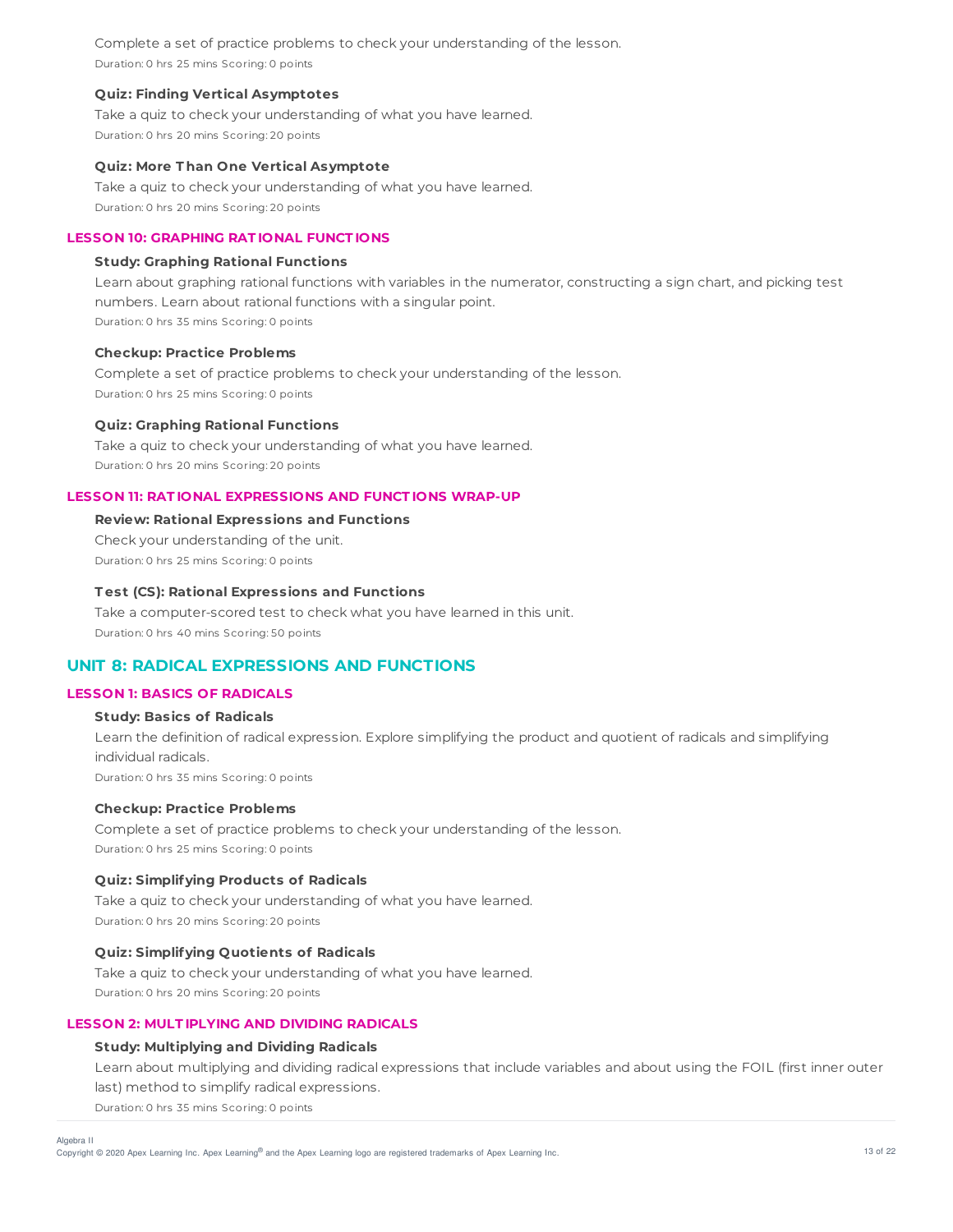Complete a set of practice problems to check your understanding of the lesson.

Duration: 0 hrs 25 mins Scoring: 0 points

**Quiz: Finding Vertical Asymptotes**

Take a quiz to check your understanding of what you have learned.

Duration: 0 hrs 20 mins Scoring: 20 points

**Quiz: More Than One Vertical Asymptote**

Take a quiz to check your understanding of what you have learned.

Duration: 0 hrs 20 mins Scoring: 20 points

### LESSON 10: GRAPHING RATIONAL FUNCTIONS

**Study: Graphing Rational Functions**

Learn about graphing rational functions with variables in the numerator, constructing a sign chart, and picking test numbers. Learn about rational functions with a singular point.

Duration: 0 hrs 35 mins Scoring: 0 points

**Checkup: Practice Problems**

Complete a set of practice problems to check your understanding of the lesson.

Duration: 0 hrs 25 mins Scoring: 0 points

**Quiz: Graphing Rational Functions**

Take a quiz to check your understanding of what you have learned.

Duration: 0 hrs 20 mins Scoring: 20 points

### LESSON 11: RATIONAL EXPRESSIONS AND FUNCTIONS WRAP-UP

**Review: Rational Expressions and Functions**

Check your understanding of the unit.

Duration: 0 hrs 25 mins Scoring: 0 points

**Test (CS): Rational Expressions and Functions**

Take a computer-scored test to check what you have learned in this unit.

Duration: 0 hrs 40 mins Scoring: 50 points

## UNIT 8: RADICAL EXPRESSIONS AND FUNCTIONS

### LESSON 1: BASICS OF RADICALS

**Study: Basics of Radicals**

Learn the definition of radical expression. Explore simplifying the product and quotient of radicals and simplifying individual radicals.

Duration: 0 hrs 35 mins Scoring: 0 points

**Checkup: Practice Problems**

Complete a set of practice problems to check your understanding of the lesson.

Duration: 0 hrs 25 mins Scoring: 0 points

**Quiz: Simplifying Products of Radicals**

Take a quiz to check your understanding of what you have learned.

Duration: 0 hrs 20 mins Scoring: 20 points

**Quiz: Simplifying Quotients of Radicals**

Take a quiz to check your understanding of what you have learned.

Duration: 0 hrs 20 mins Scoring: 20 points

### LESSON 2: MULTIPLYING AND DIVIDING RADICALS

**Study: Multiplying and Dividing Radicals**

Learn about multiplying and dividing radical expressions that include variables and about using the FOIL (first inner outer last) method to simplify radical expressions.

Duration: 0 hrs 35 mins Scoring: 0 points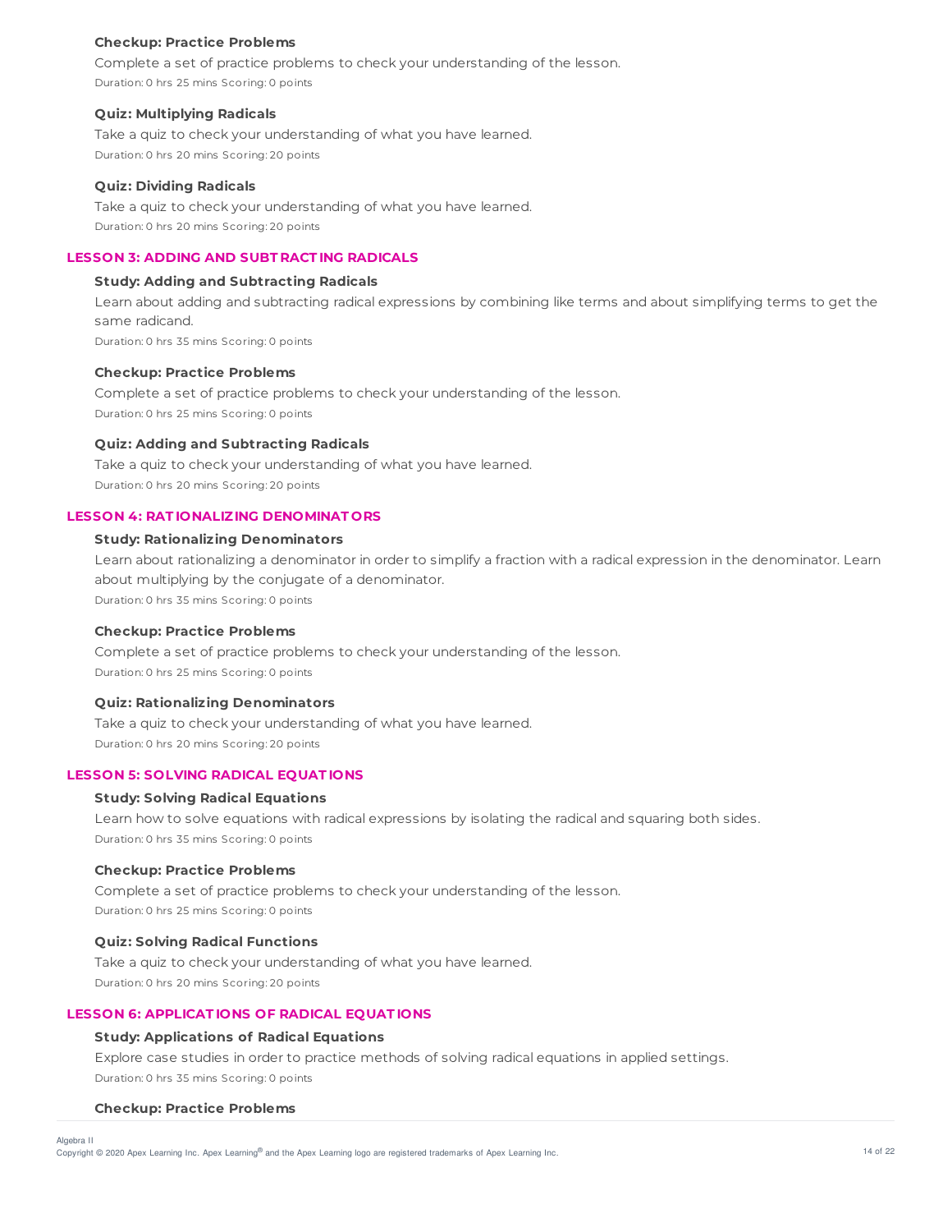#### Checkup: Practice Problems

Complete a set of practice problems to check your understanding of the lesson.

Duration: 0 hrs 25 mins Scoring: 0 points

#### Quiz: Multiplying Radicals

Take a quiz to check your understanding of what you have learned.

Duration: 0 hrs 20 mins Scoring: 20 points

#### Quiz: Dividing Radicals

Take a quiz to check your understanding of what you have learned.

Duration: 0 hrs 20 mins Scoring: 20 points

### LESSON 3: ADDING AND SUBTRACTING RADICALS

#### Study: Adding and Subtracting Radicals

Learn about adding and subtracting radical expressions by combining like terms and about simplifying terms to get the same radicand.

Duration: 0 hrs 35 mins Scoring: 0 points

#### Checkup: Practice Problems

Complete a set of practice problems to check your understanding of the lesson.

Duration: 0 hrs 25 mins Scoring: 0 points

#### Quiz: Adding and Subtracting Radicals

Take a quiz to check your understanding of what you have learned.

Duration: 0 hrs 20 mins Scoring: 20 points

### LESSON 4: RATIONALIZING DENOMINATORS

#### Study: Rationalizing Denominators

Learn about rationalizing a denominator in order to simplify a fraction with a radical expression in the denominator. Learn about multiplying by the conjugate of a denominator.

Duration: 0 hrs 35 mins Scoring: 0 points

#### Checkup: Practice Problems

Complete a set of practice problems to check your understanding of the lesson.

Duration: 0 hrs 25 mins Scoring: 0 points

#### Quiz: Rationalizing Denominators

Take a quiz to check your understanding of what you have learned.

Duration: 0 hrs 20 mins Scoring: 20 points

### LESSON 5: SOLVING RADICAL EQUATIONS

#### Study: Solving Radical Equations

Learn how to solve equations with radical expressions by isolating the radical and squaring both sides.

Duration: 0 hrs 35 mins Scoring: 0 points

#### Checkup: Practice Problems

Complete a set of practice problems to check your understanding of the lesson.

Duration: 0 hrs 25 mins Scoring: 0 points

#### Quiz: Solving Radical Functions

Take a quiz to check your understanding of what you have learned.

Duration: 0 hrs 20 mins Scoring: 20 points

### LESSON 6: APPLICATIONS OF RADICAL EQUATIONS

#### Study: Applications of Radical Equations

Explore case studies in order to practice methods of solving radical equations in applied settings.

Duration: 0 hrs 35 mins Scoring: 0 points

#### Checkup: Practice Problems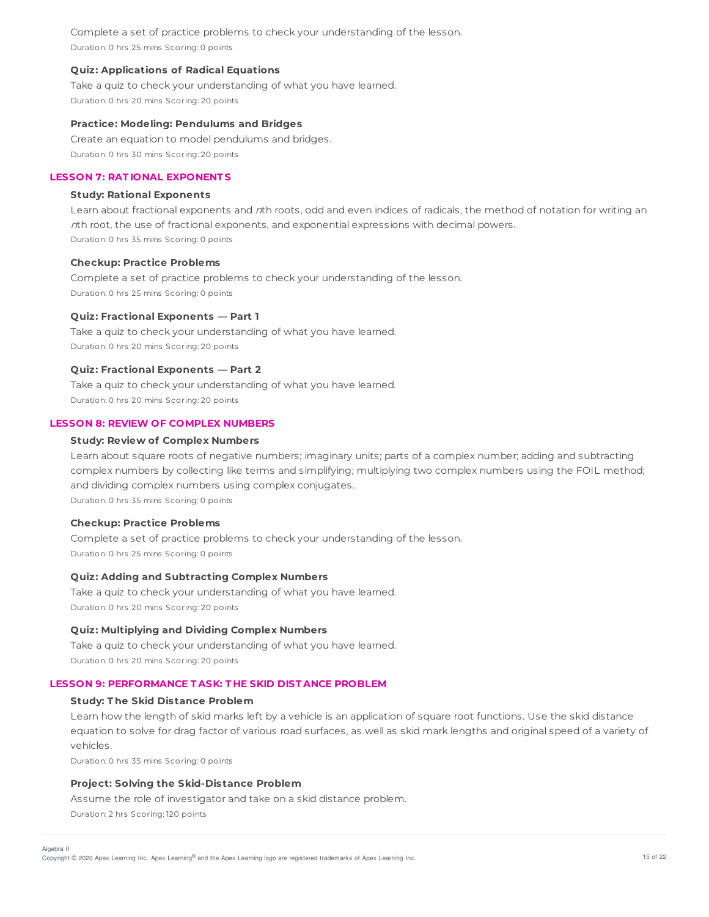Complete a set of practice problems to check your understanding of the lesson.

Duration: 0 hrs 25 mins Scoring: 0 points

**Quiz: Applications of Radical Equations**

Take a quiz to check your understanding of what you have learned.

Duration: 0 hrs 20 mins Scoring: 20 points

**Practice: Modeling: Pendulums and Bridges**

Create an equation to model pendulums and bridges.

Duration: 0 hrs 30 mins Scoring: 20 points

## LESSON 7: RATIONAL EXPONENTS

**Study: Rational Exponents**

Learn about fractional exponents and *n*th roots, odd and even indices of radicals, the method of notation for writing an *n*th root, the use of fractional exponents, and exponential expressions with decimal powers.

Duration: 0 hrs 35 mins Scoring: 0 points

**Checkup: Practice Problems**

Complete a set of practice problems to check your understanding of the lesson.

Duration: 0 hrs 25 mins Scoring: 0 points

**Quiz: Fractional Exponents — Part 1**

Take a quiz to check your understanding of what you have learned.

Duration: 0 hrs 20 mins Scoring: 20 points

**Quiz: Fractional Exponents — Part 2**

Take a quiz to check your understanding of what you have learned.

Duration: 0 hrs 20 mins Scoring: 20 points

## LESSON 8: REVIEW OF COMPLEX NUMBERS

**Study: Review of Complex Numbers**

Learn about square roots of negative numbers; imaginary units; parts of a complex number; adding and subtracting complex numbers by collecting like terms and simplifying; multiplying two complex numbers using the FOIL method; and dividing complex numbers using complex conjugates.

Duration: 0 hrs 35 mins Scoring: 0 points

**Checkup: Practice Problems**

Complete a set of practice problems to check your understanding of the lesson.

Duration: 0 hrs 25 mins Scoring: 0 points

**Quiz: Adding and Subtracting Complex Numbers**

Take a quiz to check your understanding of what you have learned.

Duration: 0 hrs 20 mins Scoring: 20 points

**Quiz: Multiplying and Dividing Complex Numbers**

Take a quiz to check your understanding of what you have learned.

Duration: 0 hrs 20 mins Scoring: 20 points

## LESSON 9: PERFORMANCE TASK: THE SKID DISTANCE PROBLEM

**Study: The Skid Distance Problem**

Learn how the length of skid marks left by a vehicle is an application of square root functions. Use the skid distance equation to solve for drag factor of various road surfaces, as well as skid mark lengths and original speed of a variety of vehicles.

Duration: 0 hrs 35 mins Scoring: 0 points

**Project: Solving the Skid-Distance Problem**

Assume the role of investigator and take on a skid distance problem.

Duration: 2 hrs Scoring: 120 points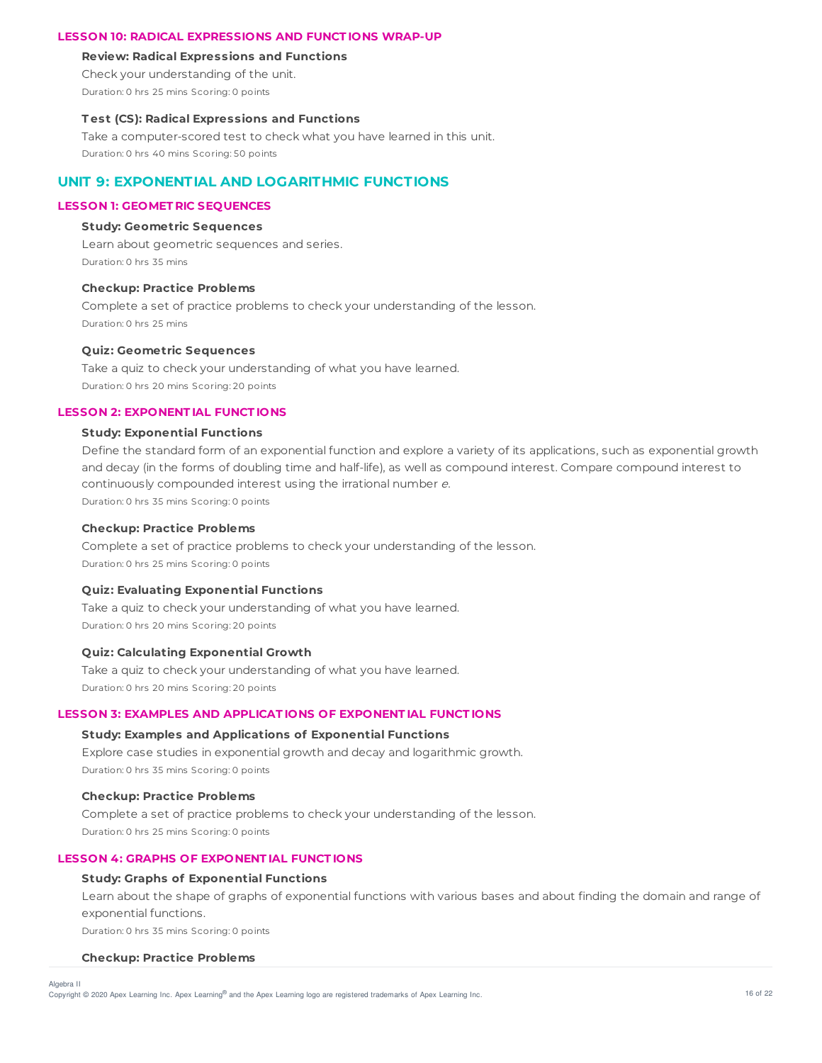### LESSON 10: RADICAL EXPRESSIONS AND FUNCTIONS WRAP-UP

**Review: Radical Expressions and Functions**

Check your understanding of the unit.

Duration: 0 hrs 25 mins Scoring: 0 points

**Test (CS): Radical Expressions and Functions**

Take a computer-scored test to check what you have learned in this unit.

Duration: 0 hrs 40 mins Scoring: 50 points

## UNIT 9: EXPONENTIAL AND LOGARITHMIC FUNCTIONS

### LESSON 1: GEOMETRIC SEQUENCES

**Study: Geometric Sequences**

Learn about geometric sequences and series.

Duration: 0 hrs 35 mins

**Checkup: Practice Problems**

Complete a set of practice problems to check your understanding of the lesson.

Duration: 0 hrs 25 mins

**Quiz: Geometric Sequences**

Take a quiz to check your understanding of what you have learned.

Duration: 0 hrs 20 mins Scoring: 20 points

### LESSON 2: EXPONENTIAL FUNCTIONS

**Study: Exponential Functions**

Define the standard form of an exponential function and explore a variety of its applications, such as exponential growth and decay (in the forms of doubling time and half-life), as well as compound interest. Compare compound interest to continuously compounded interest using the irrational number *e*.

Duration: 0 hrs 35 mins Scoring: 0 points

**Checkup: Practice Problems**

Complete a set of practice problems to check your understanding of the lesson.

Duration: 0 hrs 25 mins Scoring: 0 points

**Quiz: Evaluating Exponential Functions**

Take a quiz to check your understanding of what you have learned.

Duration: 0 hrs 20 mins Scoring: 20 points

**Quiz: Calculating Exponential Growth**

Take a quiz to check your understanding of what you have learned.

Duration: 0 hrs 20 mins Scoring: 20 points

### LESSON 3: EXAMPLES AND APPLICATIONS OF EXPONENTIAL FUNCTIONS

**Study: Examples and Applications of Exponential Functions**

Explore case studies in exponential growth and decay and logarithmic growth.

Duration: 0 hrs 35 mins Scoring: 0 points

**Checkup: Practice Problems**

Complete a set of practice problems to check your understanding of the lesson.

Duration: 0 hrs 25 mins Scoring: 0 points

### LESSON 4: GRAPHS OF EXPONENTIAL FUNCTIONS

**Study: Graphs of Exponential Functions**

Learn about the shape of graphs of exponential functions with various bases and about finding the domain and range of exponential functions.

Duration: 0 hrs 35 mins Scoring: 0 points

**Checkup: Practice Problems**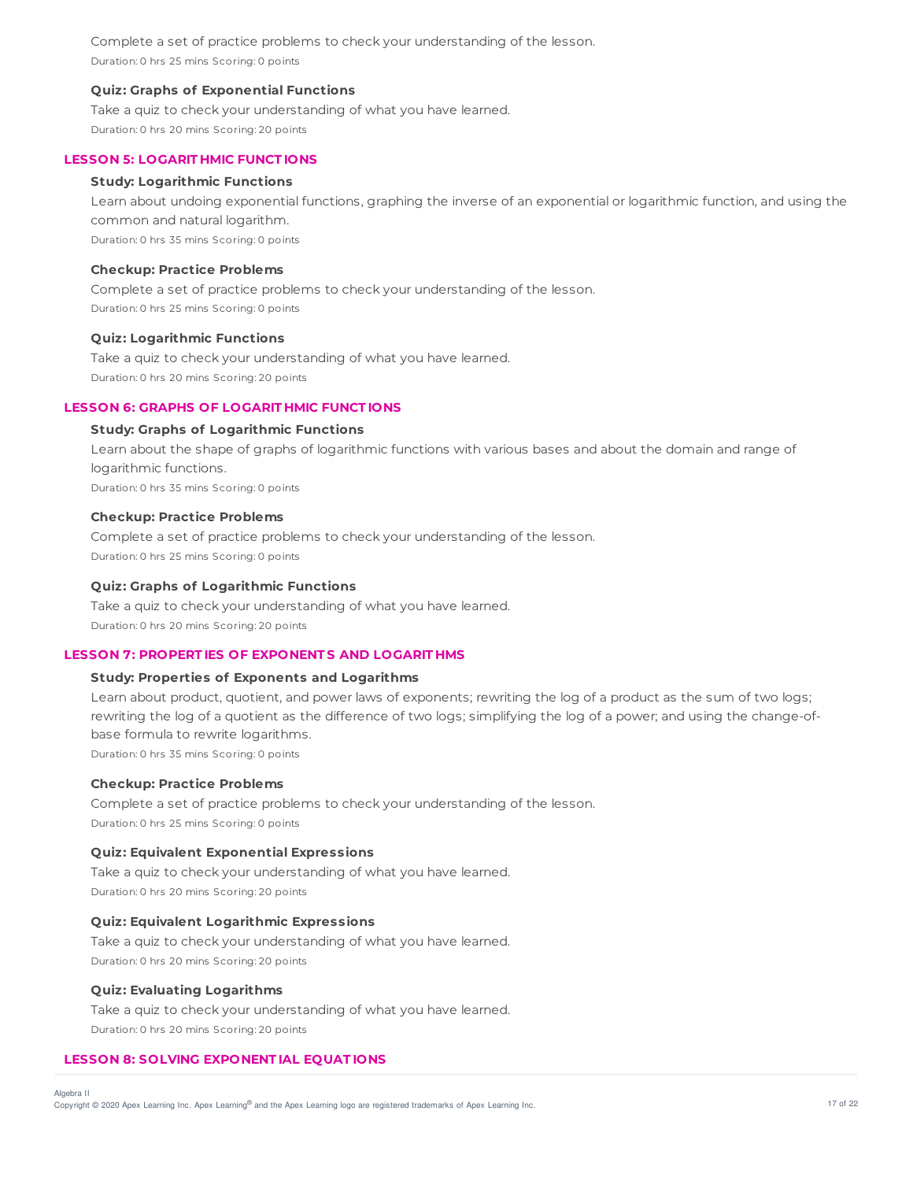Complete a set of practice problems to check your understanding of the lesson.

Duration: 0 hrs 25 mins Scoring: 0 points

#### Quiz: Graphs of Exponential Functions

Take a quiz to check your understanding of what you have learned.

Duration: 0 hrs 20 mins Scoring: 20 points

### LESSON 5: LOGARITHMIC FUNCTIONS

#### Study: Logarithmic Functions

Learn about undoing exponential functions, graphing the inverse of an exponential or logarithmic function, and using the common and natural logarithm.

Duration: 0 hrs 35 mins Scoring: 0 points

#### Checkup: Practice Problems

Complete a set of practice problems to check your understanding of the lesson.

Duration: 0 hrs 25 mins Scoring: 0 points

#### Quiz: Logarithmic Functions

Take a quiz to check your understanding of what you have learned.

Duration: 0 hrs 20 mins Scoring: 20 points

### LESSON 6: GRAPHS OF LOGARITHMIC FUNCTIONS

#### Study: Graphs of Logarithmic Functions

Learn about the shape of graphs of logarithmic functions with various bases and about the domain and range of logarithmic functions.

Duration: 0 hrs 35 mins Scoring: 0 points

#### Checkup: Practice Problems

Complete a set of practice problems to check your understanding of the lesson.

Duration: 0 hrs 25 mins Scoring: 0 points

#### Quiz: Graphs of Logarithmic Functions

Take a quiz to check your understanding of what you have learned.

Duration: 0 hrs 20 mins Scoring: 20 points

### LESSON 7: PROPERTIES OF EXPONENTS AND LOGARITHMS

#### Study: Properties of Exponents and Logarithms

Learn about product, quotient, and power laws of exponents; rewriting the log of a product as the sum of two logs; rewriting the log of a quotient as the difference of two logs; simplifying the log of a power; and using the change-of-base formula to rewrite logarithms.

Duration: 0 hrs 35 mins Scoring: 0 points

#### Checkup: Practice Problems

Complete a set of practice problems to check your understanding of the lesson.

Duration: 0 hrs 25 mins Scoring: 0 points

#### Quiz: Equivalent Exponential Expressions

Take a quiz to check your understanding of what you have learned.

Duration: 0 hrs 20 mins Scoring: 20 points

#### Quiz: Equivalent Logarithmic Expressions

Take a quiz to check your understanding of what you have learned.

Duration: 0 hrs 20 mins Scoring: 20 points

#### Quiz: Evaluating Logarithms

Take a quiz to check your understanding of what you have learned.

Duration: 0 hrs 20 mins Scoring: 20 points

### LESSON 8: SOLVING EXPONENTIAL EQUATIONS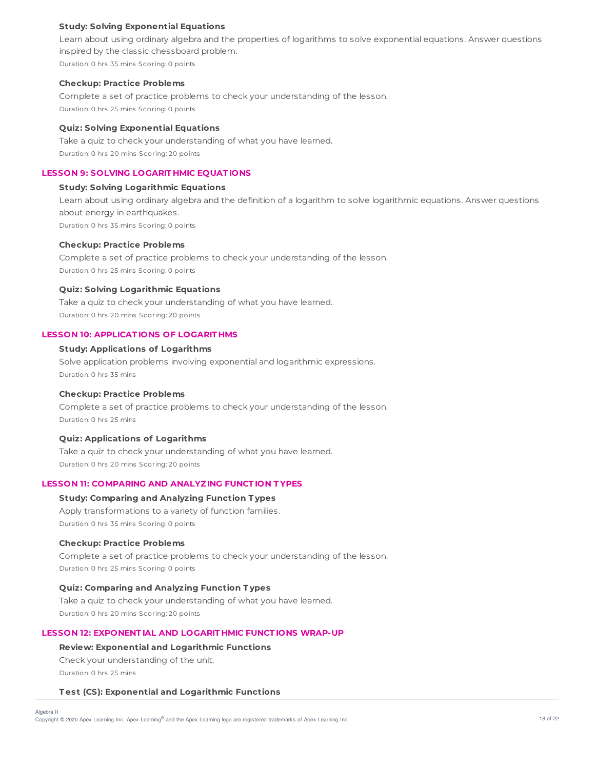#### Study: Solving Exponential Equations

Learn about using ordinary algebra and the properties of logarithms to solve exponential equations. Answer questions inspired by the classic chessboard problem.

Duration: 0 hrs 35 mins Scoring: 0 points

#### Checkup: Practice Problems

Complete a set of practice problems to check your understanding of the lesson.

Duration: 0 hrs 25 mins Scoring: 0 points

#### Quiz: Solving Exponential Equations

Take a quiz to check your understanding of what you have learned.

Duration: 0 hrs 20 mins Scoring: 20 points

### LESSON 9: SOLVING LOGARITHMIC EQUATIONS

#### Study: Solving Logarithmic Equations

Learn about using ordinary algebra and the definition of a logarithm to solve logarithmic equations. Answer questions about energy in earthquakes.

Duration: 0 hrs 35 mins Scoring: 0 points

#### Checkup: Practice Problems

Complete a set of practice problems to check your understanding of the lesson.

Duration: 0 hrs 25 mins Scoring: 0 points

#### Quiz: Solving Logarithmic Equations

Take a quiz to check your understanding of what you have learned.

Duration: 0 hrs 20 mins Scoring: 20 points

### LESSON 10: APPLICATIONS OF LOGARITHMS

#### Study: Applications of Logarithms

Solve application problems involving exponential and logarithmic expressions.

Duration: 0 hrs 35 mins

#### Checkup: Practice Problems

Complete a set of practice problems to check your understanding of the lesson.

Duration: 0 hrs 25 mins

#### Quiz: Applications of Logarithms

Take a quiz to check your understanding of what you have learned.

Duration: 0 hrs 20 mins Scoring: 20 points

### LESSON 11: COMPARING AND ANALYZING FUNCTION TYPES

#### Study: Comparing and Analyzing Function Types

Apply transformations to a variety of function families.

Duration: 0 hrs 35 mins Scoring: 0 points

#### Checkup: Practice Problems

Complete a set of practice problems to check your understanding of the lesson.

Duration: 0 hrs 25 mins Scoring: 0 points

#### Quiz: Comparing and Analyzing Function Types

Take a quiz to check your understanding of what you have learned.

Duration: 0 hrs 20 mins Scoring: 20 points

### LESSON 12: EXPONENTIAL AND LOGARITHMIC FUNCTIONS WRAP-UP

#### Review: Exponential and Logarithmic Functions

Check your understanding of the unit.

Duration: 0 hrs 25 mins

#### Test (CS): Exponential and Logarithmic Functions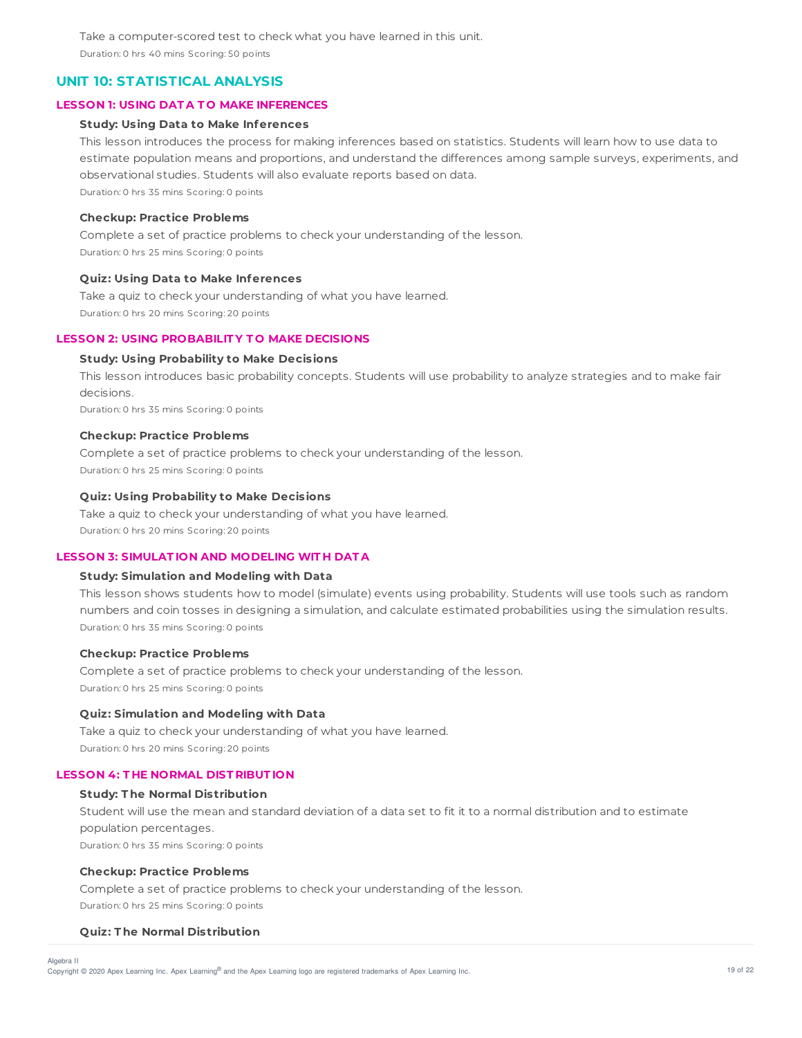Take a computer-scored test to check what you have learned in this unit.

Duration: 0 hrs 40 mins Scoring: 50 points

## UNIT 10: STATISTICAL ANALYSIS

### LESSON 1: USING DATA TO MAKE INFERENCES

**Study: Using Data to Make Inferences**

This lesson introduces the process for making inferences based on statistics. Students will learn how to use data to estimate population means and proportions, and understand the differences among sample surveys, experiments, and observational studies. Students will also evaluate reports based on data.

Duration: 0 hrs 35 mins Scoring: 0 points

**Checkup: Practice Problems**

Complete a set of practice problems to check your understanding of the lesson.

Duration: 0 hrs 25 mins Scoring: 0 points

**Quiz: Using Data to Make Inferences**

Take a quiz to check your understanding of what you have learned.

Duration: 0 hrs 20 mins Scoring: 20 points

### LESSON 2: USING PROBABILITY TO MAKE DECISIONS

**Study: Using Probability to Make Decisions**

This lesson introduces basic probability concepts. Students will use probability to analyze strategies and to make fair decisions.

Duration: 0 hrs 35 mins Scoring: 0 points

**Checkup: Practice Problems**

Complete a set of practice problems to check your understanding of the lesson.

Duration: 0 hrs 25 mins Scoring: 0 points

**Quiz: Using Probability to Make Decisions**

Take a quiz to check your understanding of what you have learned.

Duration: 0 hrs 20 mins Scoring: 20 points

### LESSON 3: SIMULATION AND MODELING WITH DATA

**Study: Simulation and Modeling with Data**

This lesson shows students how to model (simulate) events using probability. Students will use tools such as random numbers and coin tosses in designing a simulation, and calculate estimated probabilities using the simulation results.

Duration: 0 hrs 35 mins Scoring: 0 points

**Checkup: Practice Problems**

Complete a set of practice problems to check your understanding of the lesson.

Duration: 0 hrs 25 mins Scoring: 0 points

**Quiz: Simulation and Modeling with Data**

Take a quiz to check your understanding of what you have learned.

Duration: 0 hrs 20 mins Scoring: 20 points

### LESSON 4: THE NORMAL DISTRIBUTION

**Study: The Normal Distribution**

Student will use the mean and standard deviation of a data set to fit it to a normal distribution and to estimate population percentages.

Duration: 0 hrs 35 mins Scoring: 0 points

**Checkup: Practice Problems**

Complete a set of practice problems to check your understanding of the lesson.

Duration: 0 hrs 25 mins Scoring: 0 points

**Quiz: The Normal Distribution**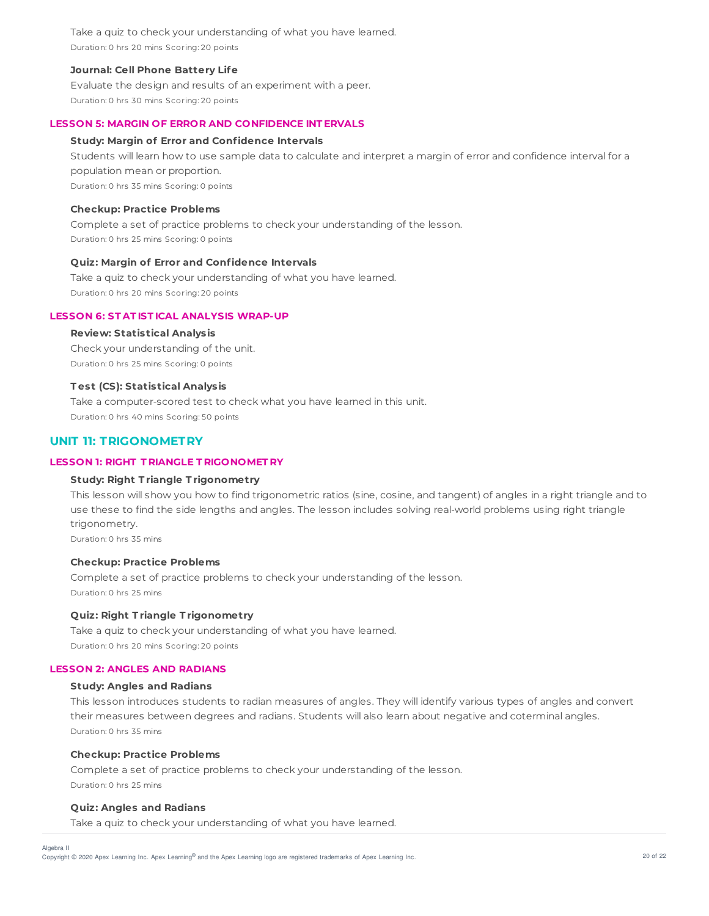Take a quiz to check your understanding of what you have learned.
Duration: 0 hrs 20 mins Scoring: 20 points

**Journal: Cell Phone Battery Life**

Evaluate the design and results of an experiment with a peer.
Duration: 0 hrs 30 mins Scoring: 20 points

### LESSON 5: MARGIN OF ERROR AND CONFIDENCE INTERVALS

**Study: Margin of Error and Confidence Intervals**

Students will learn how to use sample data to calculate and interpret a margin of error and confidence interval for a population mean or proportion.
Duration: 0 hrs 35 mins Scoring: 0 points

**Checkup: Practice Problems**

Complete a set of practice problems to check your understanding of the lesson.
Duration: 0 hrs 25 mins Scoring: 0 points

**Quiz: Margin of Error and Confidence Intervals**

Take a quiz to check your understanding of what you have learned.
Duration: 0 hrs 20 mins Scoring: 20 points

### LESSON 6: STATISTICAL ANALYSIS WRAP-UP

**Review: Statistical Analysis**

Check your understanding of the unit.
Duration: 0 hrs 25 mins Scoring: 0 points

**Test (CS): Statistical Analysis**

Take a computer-scored test to check what you have learned in this unit.
Duration: 0 hrs 40 mins Scoring: 50 points

## UNIT 11: TRIGONOMETRY

### LESSON 1: RIGHT TRIANGLE TRIGONOMETRY

**Study: Right Triangle Trigonometry**

This lesson will show you how to find trigonometric ratios (sine, cosine, and tangent) of angles in a right triangle and to use these to find the side lengths and angles. The lesson includes solving real-world problems using right triangle trigonometry.
Duration: 0 hrs 35 mins

**Checkup: Practice Problems**

Complete a set of practice problems to check your understanding of the lesson.
Duration: 0 hrs 25 mins

**Quiz: Right Triangle Trigonometry**

Take a quiz to check your understanding of what you have learned.
Duration: 0 hrs 20 mins Scoring: 20 points

### LESSON 2: ANGLES AND RADIANS

**Study: Angles and Radians**

This lesson introduces students to radian measures of angles. They will identify various types of angles and convert their measures between degrees and radians. Students will also learn about negative and coterminal angles.
Duration: 0 hrs 35 mins

**Checkup: Practice Problems**

Complete a set of practice problems to check your understanding of the lesson.
Duration: 0 hrs 25 mins

**Quiz: Angles and Radians**

Take a quiz to check your understanding of what you have learned.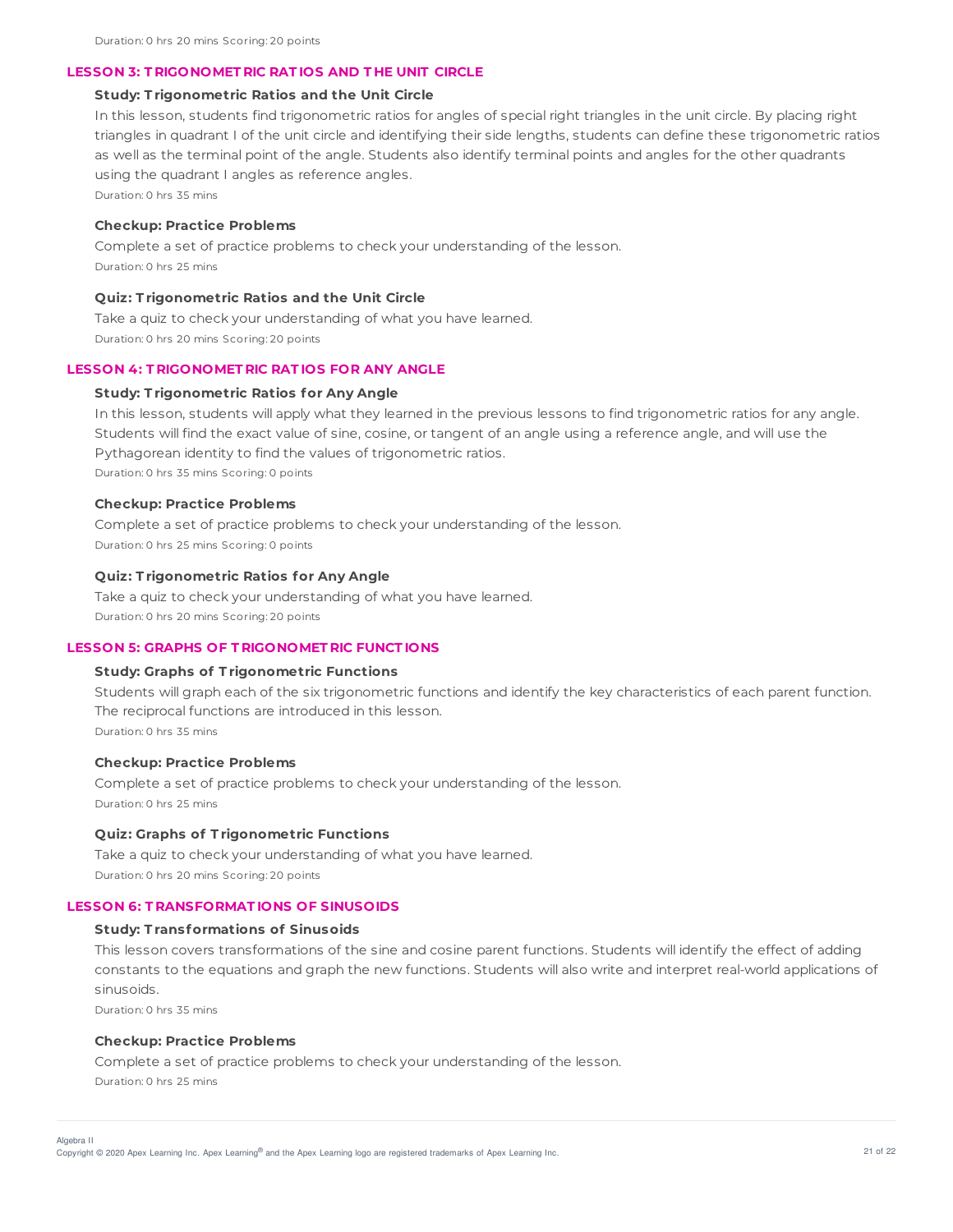Duration: 0 hrs 20 mins Scoring: 20 points

## LESSON 3: TRIGONOMETRIC RATIOS AND THE UNIT CIRCLE

### Study: Trigonometric Ratios and the Unit Circle

In this lesson, students find trigonometric ratios for angles of special right triangles in the unit circle. By placing right triangles in quadrant I of the unit circle and identifying their side lengths, students can define these trigonometric ratios as well as the terminal point of the angle. Students also identify terminal points and angles for the other quadrants using the quadrant I angles as reference angles.

Duration: 0 hrs 35 mins

### Checkup: Practice Problems

Complete a set of practice problems to check your understanding of the lesson.

Duration: 0 hrs 25 mins

### Quiz: Trigonometric Ratios and the Unit Circle

Take a quiz to check your understanding of what you have learned.

Duration: 0 hrs 20 mins Scoring: 20 points

## LESSON 4: TRIGONOMETRIC RATIOS FOR ANY ANGLE

### Study: Trigonometric Ratios for Any Angle

In this lesson, students will apply what they learned in the previous lessons to find trigonometric ratios for any angle. Students will find the exact value of sine, cosine, or tangent of an angle using a reference angle, and will use the Pythagorean identity to find the values of trigonometric ratios.

Duration: 0 hrs 35 mins Scoring: 0 points

### Checkup: Practice Problems

Complete a set of practice problems to check your understanding of the lesson.

Duration: 0 hrs 25 mins Scoring: 0 points

### Quiz: Trigonometric Ratios for Any Angle

Take a quiz to check your understanding of what you have learned.

Duration: 0 hrs 20 mins Scoring: 20 points

## LESSON 5: GRAPHS OF TRIGONOMETRIC FUNCTIONS

### Study: Graphs of Trigonometric Functions

Students will graph each of the six trigonometric functions and identify the key characteristics of each parent function. The reciprocal functions are introduced in this lesson.

Duration: 0 hrs 35 mins

### Checkup: Practice Problems

Complete a set of practice problems to check your understanding of the lesson.

Duration: 0 hrs 25 mins

### Quiz: Graphs of Trigonometric Functions

Take a quiz to check your understanding of what you have learned.

Duration: 0 hrs 20 mins Scoring: 20 points

## LESSON 6: TRANSFORMATIONS OF SINUSOIDS

### Study: Transformations of Sinusoids

This lesson covers transformations of the sine and cosine parent functions. Students will identify the effect of adding constants to the equations and graph the new functions. Students will also write and interpret real-world applications of sinusoids.

Duration: 0 hrs 35 mins

### Checkup: Practice Problems

Complete a set of practice problems to check your understanding of the lesson.

Duration: 0 hrs 25 mins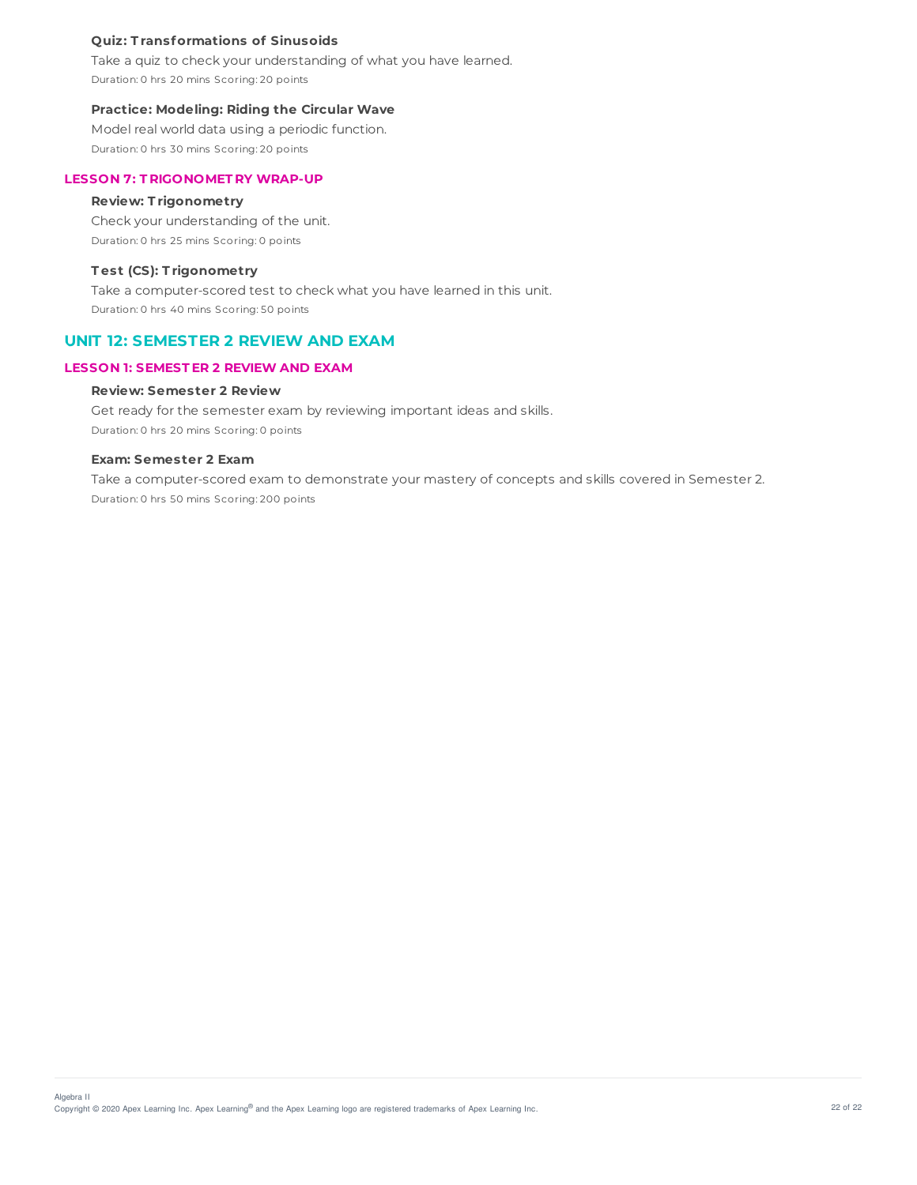#### Quiz: Transformations of Sinusoids

Take a quiz to check your understanding of what you have learned.

Duration: 0 hrs 20 mins Scoring: 20 points

#### Practice: Modeling: Riding the Circular Wave

Model real world data using a periodic function.

Duration: 0 hrs 30 mins Scoring: 20 points

### LESSON 7: TRIGONOMETRY WRAP-UP

#### Review: Trigonometry

Check your understanding of the unit.

Duration: 0 hrs 25 mins Scoring: 0 points

#### Test (CS): Trigonometry

Take a computer-scored test to check what you have learned in this unit.

Duration: 0 hrs 40 mins Scoring: 50 points

## UNIT 12: SEMESTER 2 REVIEW AND EXAM

### LESSON 1: SEMESTER 2 REVIEW AND EXAM

#### Review: Semester 2 Review

Get ready for the semester exam by reviewing important ideas and skills.

Duration: 0 hrs 20 mins Scoring: 0 points

#### Exam: Semester 2 Exam

Take a computer-scored exam to demonstrate your mastery of concepts and skills covered in Semester 2.

Duration: 0 hrs 50 mins Scoring: 200 points